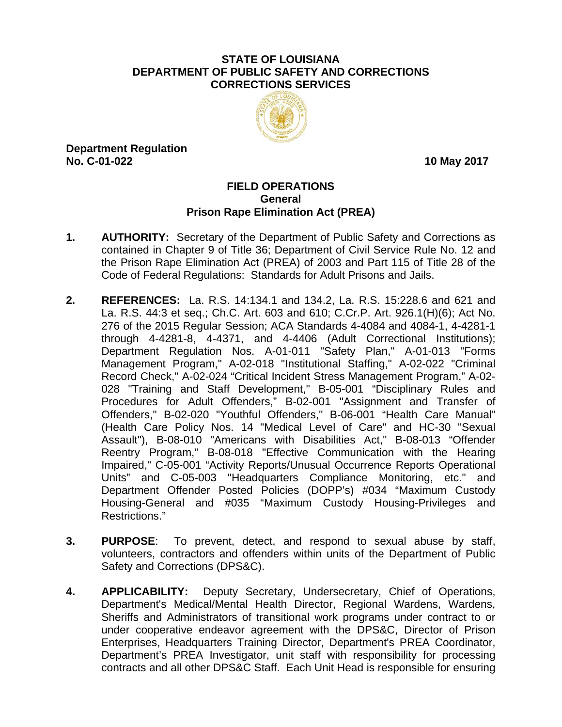**STATE OF LOUISIANA**
**DEPARTMENT OF PUBLIC SAFETY AND CORRECTIONS**
**CORRECTIONS SERVICES**

**Department Regulation**
**No. C-01-022** **10 May 2017**

# FIELD OPERATIONS
## General
## Prison Rape Elimination Act (PREA)

1. **AUTHORITY:** Secretary of the Department of Public Safety and Corrections as contained in Chapter 9 of Title 36; Department of Civil Service Rule No. 12 and the Prison Rape Elimination Act (PREA) of 2003 and Part 115 of Title 28 of the Code of Federal Regulations: Standards for Adult Prisons and Jails.

2. **REFERENCES:** La. R.S. 14:134.1 and 134.2, La. R.S. 15:228.6 and 621 and La. R.S. 44:3 et seq.; Ch.C. Art. 603 and 610; C.Cr.P. Art. 926.1(H)(6); Act No. 276 of the 2015 Regular Session; ACA Standards 4-4084 and 4084-1, 4-4281-1 through 4-4281-8, 4-4371, and 4-4406 (Adult Correctional Institutions); Department Regulation Nos. A-01-011 "Safety Plan," A-01-013 "Forms Management Program," A-02-018 "Institutional Staffing," A-02-022 "Criminal Record Check," A-02-024 "Critical Incident Stress Management Program," A-02-028 "Training and Staff Development," B-05-001 "Disciplinary Rules and Procedures for Adult Offenders," B-02-001 "Assignment and Transfer of Offenders," B-02-020 "Youthful Offenders," B-06-001 "Health Care Manual" (Health Care Policy Nos. 14 "Medical Level of Care" and HC-30 "Sexual Assault"), B-08-010 "Americans with Disabilities Act," B-08-013 "Offender Reentry Program," B-08-018 "Effective Communication with the Hearing Impaired," C-05-001 "Activity Reports/Unusual Occurrence Reports Operational Units" and C-05-003 "Headquarters Compliance Monitoring, etc." and Department Offender Posted Policies (DOPP's) #034 "Maximum Custody Housing-General and #035 "Maximum Custody Housing-Privileges and Restrictions."

3. **PURPOSE**: To prevent, detect, and respond to sexual abuse by staff, volunteers, contractors and offenders within units of the Department of Public Safety and Corrections (DPS&C).

4. **APPLICABILITY:** Deputy Secretary, Undersecretary, Chief of Operations, Department's Medical/Mental Health Director, Regional Wardens, Wardens, Sheriffs and Administrators of transitional work programs under contract to or under cooperative endeavor agreement with the DPS&C, Director of Prison Enterprises, Headquarters Training Director, Department's PREA Coordinator, Department's PREA Investigator, unit staff with responsibility for processing contracts and all other DPS&C Staff. Each Unit Head is responsible for ensuring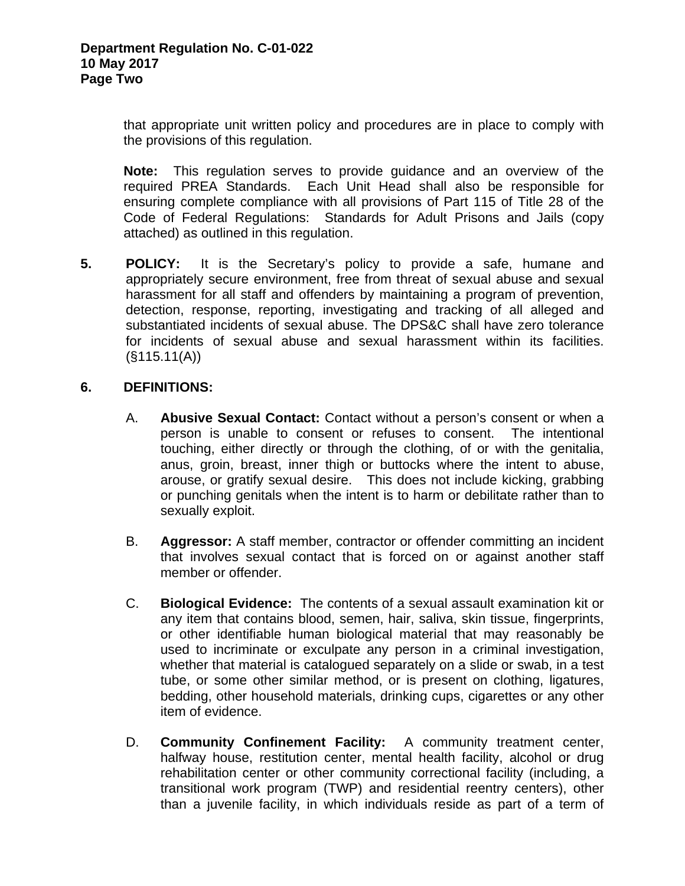that appropriate unit written policy and procedures are in place to comply with the provisions of this regulation.

**Note:** This regulation serves to provide guidance and an overview of the required PREA Standards. Each Unit Head shall also be responsible for ensuring complete compliance with all provisions of Part 115 of Title 28 of the Code of Federal Regulations: Standards for Adult Prisons and Jails (copy attached) as outlined in this regulation.

**5. POLICY:** It is the Secretary's policy to provide a safe, humane and appropriately secure environment, free from threat of sexual abuse and sexual harassment for all staff and offenders by maintaining a program of prevention, detection, response, reporting, investigating and tracking of all alleged and substantiated incidents of sexual abuse. The DPS&C shall have zero tolerance for incidents of sexual abuse and sexual harassment within its facilities. (§115.11(A))

**6. DEFINITIONS:**

A. **Abusive Sexual Contact:** Contact without a person's consent or when a person is unable to consent or refuses to consent. The intentional touching, either directly or through the clothing, of or with the genitalia, anus, groin, breast, inner thigh or buttocks where the intent to abuse, arouse, or gratify sexual desire. This does not include kicking, grabbing or punching genitals when the intent is to harm or debilitate rather than to sexually exploit.

B. **Aggressor:** A staff member, contractor or offender committing an incident that involves sexual contact that is forced on or against another staff member or offender.

C. **Biological Evidence:** The contents of a sexual assault examination kit or any item that contains blood, semen, hair, saliva, skin tissue, fingerprints, or other identifiable human biological material that may reasonably be used to incriminate or exculpate any person in a criminal investigation, whether that material is catalogued separately on a slide or swab, in a test tube, or some other similar method, or is present on clothing, ligatures, bedding, other household materials, drinking cups, cigarettes or any other item of evidence.

D. **Community Confinement Facility:** A community treatment center, halfway house, restitution center, mental health facility, alcohol or drug rehabilitation center or other community correctional facility (including, a transitional work program (TWP) and residential reentry centers), other than a juvenile facility, in which individuals reside as part of a term of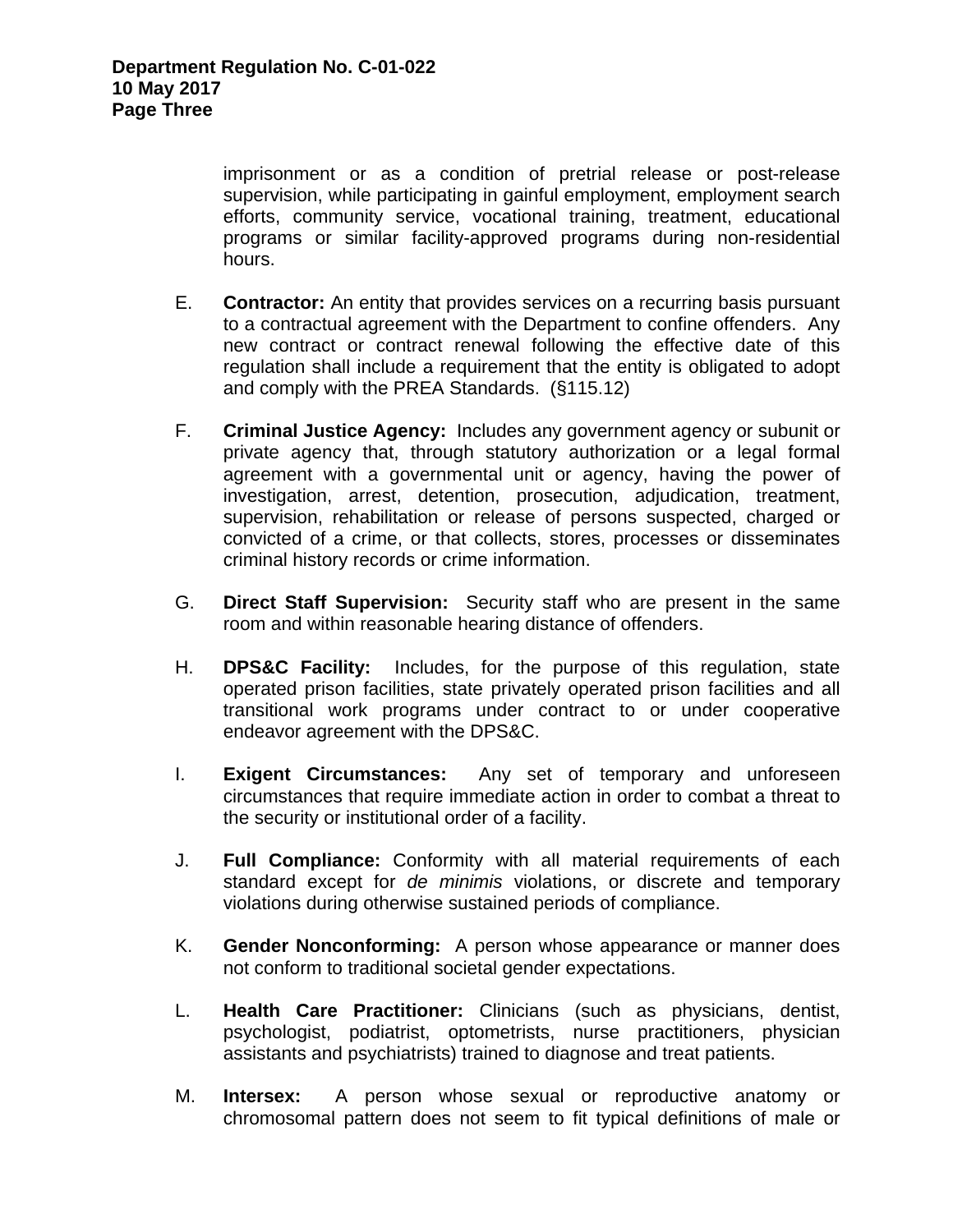imprisonment or as a condition of pretrial release or post-release supervision, while participating in gainful employment, employment search efforts, community service, vocational training, treatment, educational programs or similar facility-approved programs during non-residential hours.

E. **Contractor:** An entity that provides services on a recurring basis pursuant to a contractual agreement with the Department to confine offenders. Any new contract or contract renewal following the effective date of this regulation shall include a requirement that the entity is obligated to adopt and comply with the PREA Standards. (§115.12)

F. **Criminal Justice Agency:** Includes any government agency or subunit or private agency that, through statutory authorization or a legal formal agreement with a governmental unit or agency, having the power of investigation, arrest, detention, prosecution, adjudication, treatment, supervision, rehabilitation or release of persons suspected, charged or convicted of a crime, or that collects, stores, processes or disseminates criminal history records or crime information.

G. **Direct Staff Supervision:** Security staff who are present in the same room and within reasonable hearing distance of offenders.

H. **DPS&C Facility:** Includes, for the purpose of this regulation, state operated prison facilities, state privately operated prison facilities and all transitional work programs under contract to or under cooperative endeavor agreement with the DPS&C.

I. **Exigent Circumstances:** Any set of temporary and unforeseen circumstances that require immediate action in order to combat a threat to the security or institutional order of a facility.

J. **Full Compliance:** Conformity with all material requirements of each standard except for *de minimis* violations, or discrete and temporary violations during otherwise sustained periods of compliance.

K. **Gender Nonconforming:** A person whose appearance or manner does not conform to traditional societal gender expectations.

L. **Health Care Practitioner:** Clinicians (such as physicians, dentist, psychologist, podiatrist, optometrists, nurse practitioners, physician assistants and psychiatrists) trained to diagnose and treat patients.

M. **Intersex:** A person whose sexual or reproductive anatomy or chromosomal pattern does not seem to fit typical definitions of male or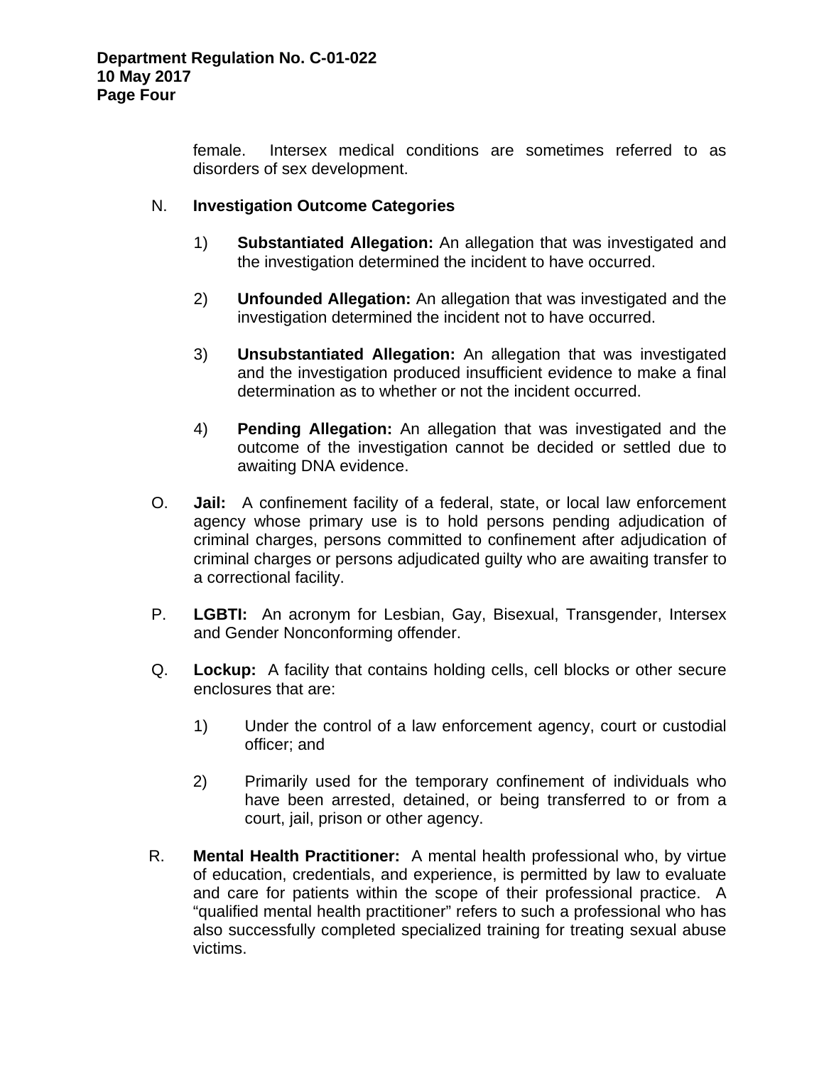female. Intersex medical conditions are sometimes referred to as disorders of sex development.

N. **Investigation Outcome Categories**

1) **Substantiated Allegation:** An allegation that was investigated and the investigation determined the incident to have occurred.

2) **Unfounded Allegation:** An allegation that was investigated and the investigation determined the incident not to have occurred.

3) **Unsubstantiated Allegation:** An allegation that was investigated and the investigation produced insufficient evidence to make a final determination as to whether or not the incident occurred.

4) **Pending Allegation:** An allegation that was investigated and the outcome of the investigation cannot be decided or settled due to awaiting DNA evidence.

O. **Jail:** A confinement facility of a federal, state, or local law enforcement agency whose primary use is to hold persons pending adjudication of criminal charges, persons committed to confinement after adjudication of criminal charges or persons adjudicated guilty who are awaiting transfer to a correctional facility.

P. **LGBTI:** An acronym for Lesbian, Gay, Bisexual, Transgender, Intersex and Gender Nonconforming offender.

Q. **Lockup:** A facility that contains holding cells, cell blocks or other secure enclosures that are:

1) Under the control of a law enforcement agency, court or custodial officer; and

2) Primarily used for the temporary confinement of individuals who have been arrested, detained, or being transferred to or from a court, jail, prison or other agency.

R. **Mental Health Practitioner:** A mental health professional who, by virtue of education, credentials, and experience, is permitted by law to evaluate and care for patients within the scope of their professional practice. A "qualified mental health practitioner" refers to such a professional who has also successfully completed specialized training for treating sexual abuse victims.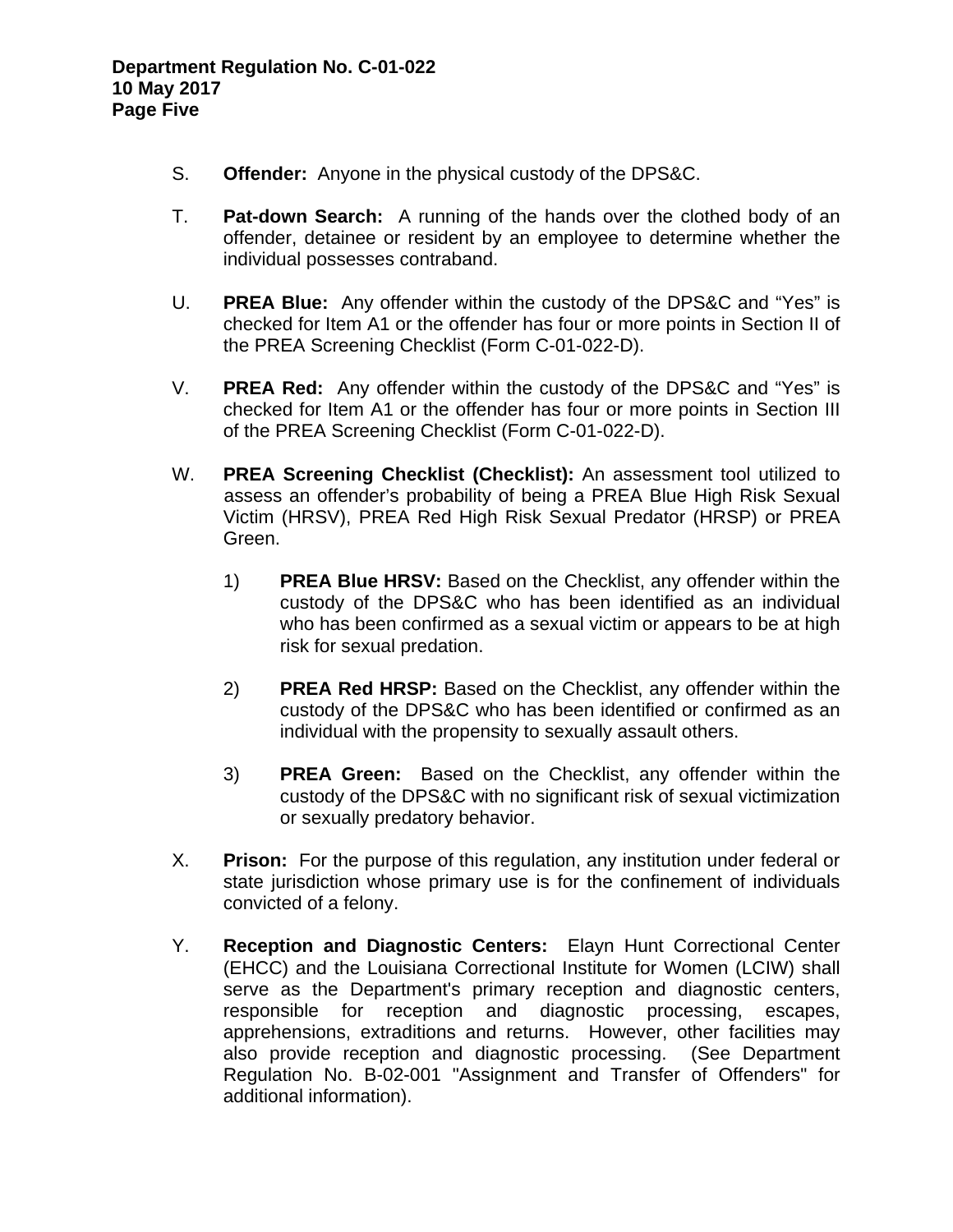S. **Offender:** Anyone in the physical custody of the DPS&C.

T. **Pat-down Search:** A running of the hands over the clothed body of an offender, detainee or resident by an employee to determine whether the individual possesses contraband.

U. **PREA Blue:** Any offender within the custody of the DPS&C and "Yes" is checked for Item A1 or the offender has four or more points in Section II of the PREA Screening Checklist (Form C-01-022-D).

V. **PREA Red:** Any offender within the custody of the DPS&C and "Yes" is checked for Item A1 or the offender has four or more points in Section III of the PREA Screening Checklist (Form C-01-022-D).

W. **PREA Screening Checklist (Checklist):** An assessment tool utilized to assess an offender's probability of being a PREA Blue High Risk Sexual Victim (HRSV), PREA Red High Risk Sexual Predator (HRSP) or PREA Green.

   1) **PREA Blue HRSV:** Based on the Checklist, any offender within the custody of the DPS&C who has been identified as an individual who has been confirmed as a sexual victim or appears to be at high risk for sexual predation.

   2) **PREA Red HRSP:** Based on the Checklist, any offender within the custody of the DPS&C who has been identified or confirmed as an individual with the propensity to sexually assault others.

   3) **PREA Green:** Based on the Checklist, any offender within the custody of the DPS&C with no significant risk of sexual victimization or sexually predatory behavior.

X. **Prison:** For the purpose of this regulation, any institution under federal or state jurisdiction whose primary use is for the confinement of individuals convicted of a felony.

Y. **Reception and Diagnostic Centers:** Elayn Hunt Correctional Center (EHCC) and the Louisiana Correctional Institute for Women (LCIW) shall serve as the Department's primary reception and diagnostic centers, responsible for reception and diagnostic processing, escapes, apprehensions, extraditions and returns. However, other facilities may also provide reception and diagnostic processing. (See Department Regulation No. B-02-001 "Assignment and Transfer of Offenders" for additional information).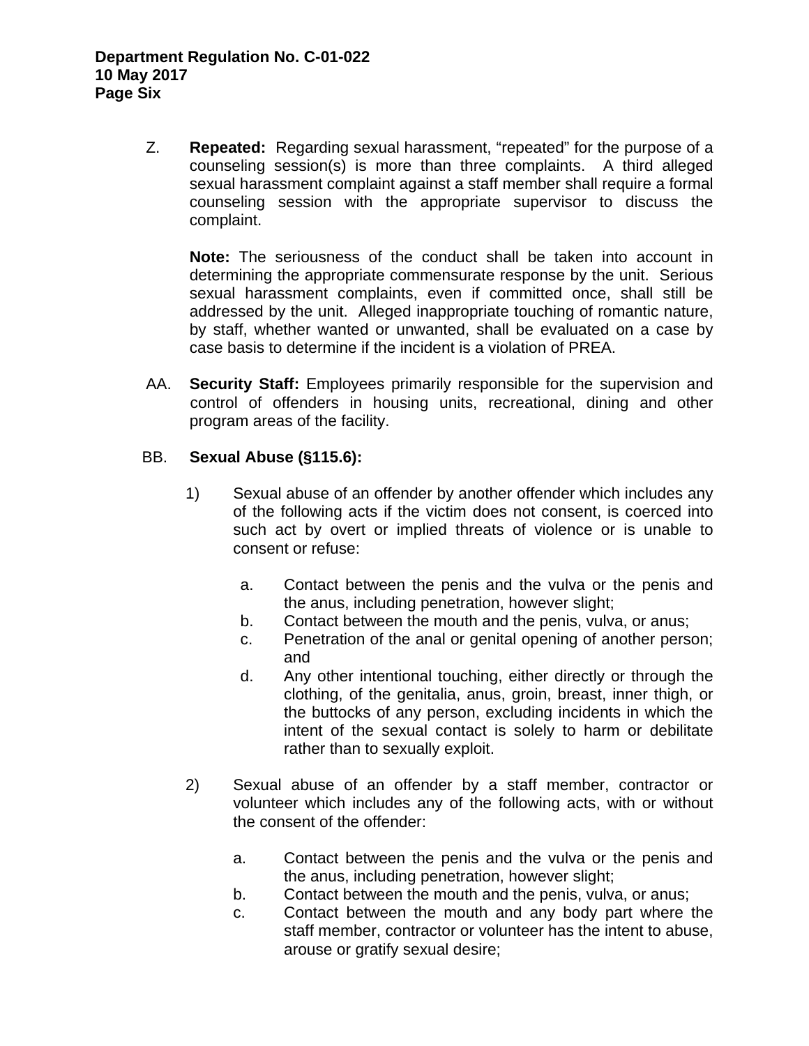Z. **Repeated:** Regarding sexual harassment, "repeated" for the purpose of a counseling session(s) is more than three complaints. A third alleged sexual harassment complaint against a staff member shall require a formal counseling session with the appropriate supervisor to discuss the complaint.

**Note:** The seriousness of the conduct shall be taken into account in determining the appropriate commensurate response by the unit. Serious sexual harassment complaints, even if committed once, shall still be addressed by the unit. Alleged inappropriate touching of romantic nature, by staff, whether wanted or unwanted, shall be evaluated on a case by case basis to determine if the incident is a violation of PREA.

AA. **Security Staff:** Employees primarily responsible for the supervision and control of offenders in housing units, recreational, dining and other program areas of the facility.

BB. **Sexual Abuse (§115.6):**

1) Sexual abuse of an offender by another offender which includes any of the following acts if the victim does not consent, is coerced into such act by overt or implied threats of violence or is unable to consent or refuse:

   a. Contact between the penis and the vulva or the penis and the anus, including penetration, however slight;
   b. Contact between the mouth and the penis, vulva, or anus;
   c. Penetration of the anal or genital opening of another person; and
   d. Any other intentional touching, either directly or through the clothing, of the genitalia, anus, groin, breast, inner thigh, or the buttocks of any person, excluding incidents in which the intent of the sexual contact is solely to harm or debilitate rather than to sexually exploit.

2) Sexual abuse of an offender by a staff member, contractor or volunteer which includes any of the following acts, with or without the consent of the offender:

   a. Contact between the penis and the vulva or the penis and the anus, including penetration, however slight;
   b. Contact between the mouth and the penis, vulva, or anus;
   c. Contact between the mouth and any body part where the staff member, contractor or volunteer has the intent to abuse, arouse or gratify sexual desire;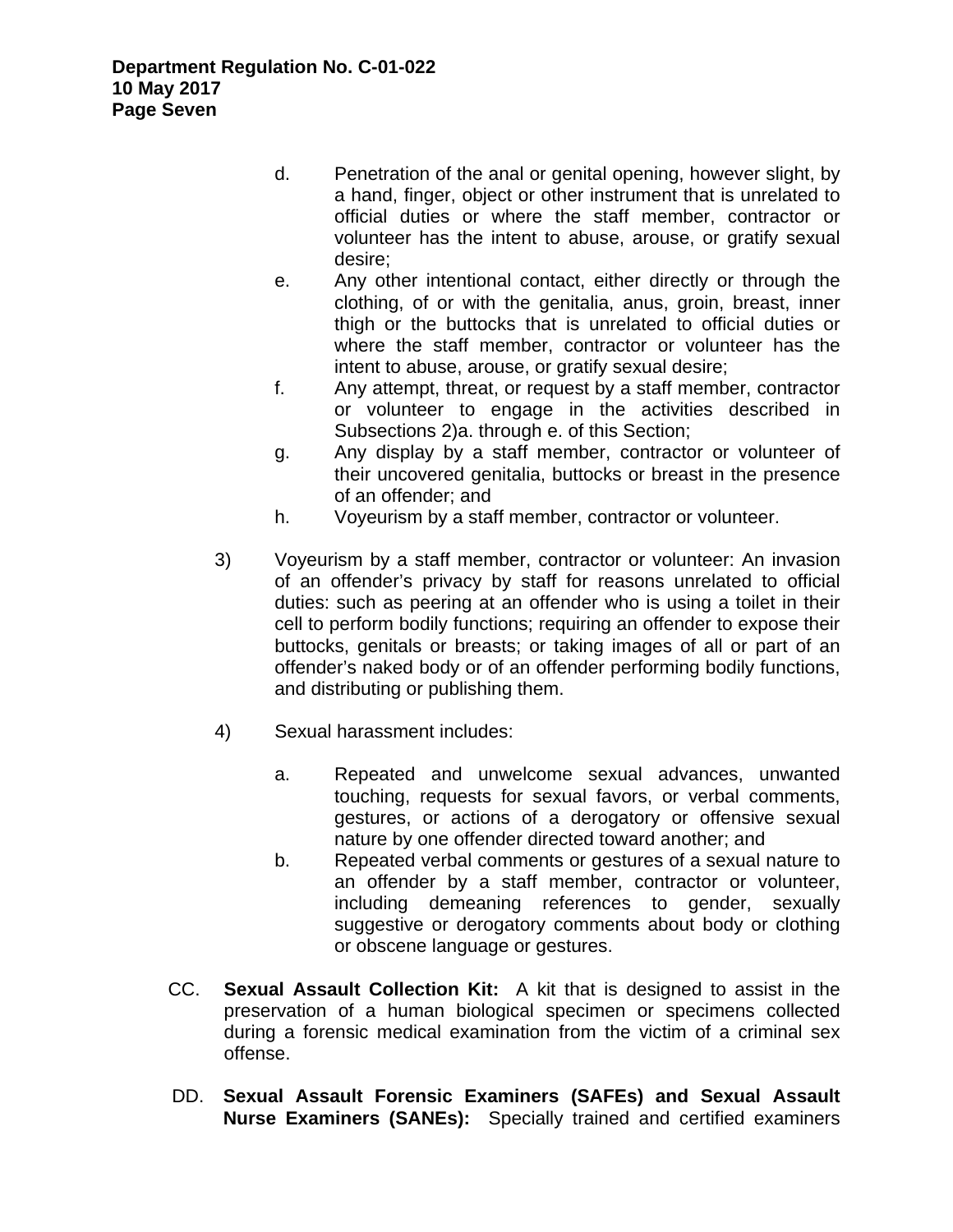d. Penetration of the anal or genital opening, however slight, by a hand, finger, object or other instrument that is unrelated to official duties or where the staff member, contractor or volunteer has the intent to abuse, arouse, or gratify sexual desire;

e. Any other intentional contact, either directly or through the clothing, of or with the genitalia, anus, groin, breast, inner thigh or the buttocks that is unrelated to official duties or where the staff member, contractor or volunteer has the intent to abuse, arouse, or gratify sexual desire;

f. Any attempt, threat, or request by a staff member, contractor or volunteer to engage in the activities described in Subsections 2)a. through e. of this Section;

g. Any display by a staff member, contractor or volunteer of their uncovered genitalia, buttocks or breast in the presence of an offender; and

h. Voyeurism by a staff member, contractor or volunteer.

3) Voyeurism by a staff member, contractor or volunteer: An invasion of an offender's privacy by staff for reasons unrelated to official duties: such as peering at an offender who is using a toilet in their cell to perform bodily functions; requiring an offender to expose their buttocks, genitals or breasts; or taking images of all or part of an offender's naked body or of an offender performing bodily functions, and distributing or publishing them.

4) Sexual harassment includes:

a. Repeated and unwelcome sexual advances, unwanted touching, requests for sexual favors, or verbal comments, gestures, or actions of a derogatory or offensive sexual nature by one offender directed toward another; and

b. Repeated verbal comments or gestures of a sexual nature to an offender by a staff member, contractor or volunteer, including demeaning references to gender, sexually suggestive or derogatory comments about body or clothing or obscene language or gestures.

CC. **Sexual Assault Collection Kit:** A kit that is designed to assist in the preservation of a human biological specimen or specimens collected during a forensic medical examination from the victim of a criminal sex offense.

DD. **Sexual Assault Forensic Examiners (SAFEs) and Sexual Assault Nurse Examiners (SANEs):** Specially trained and certified examiners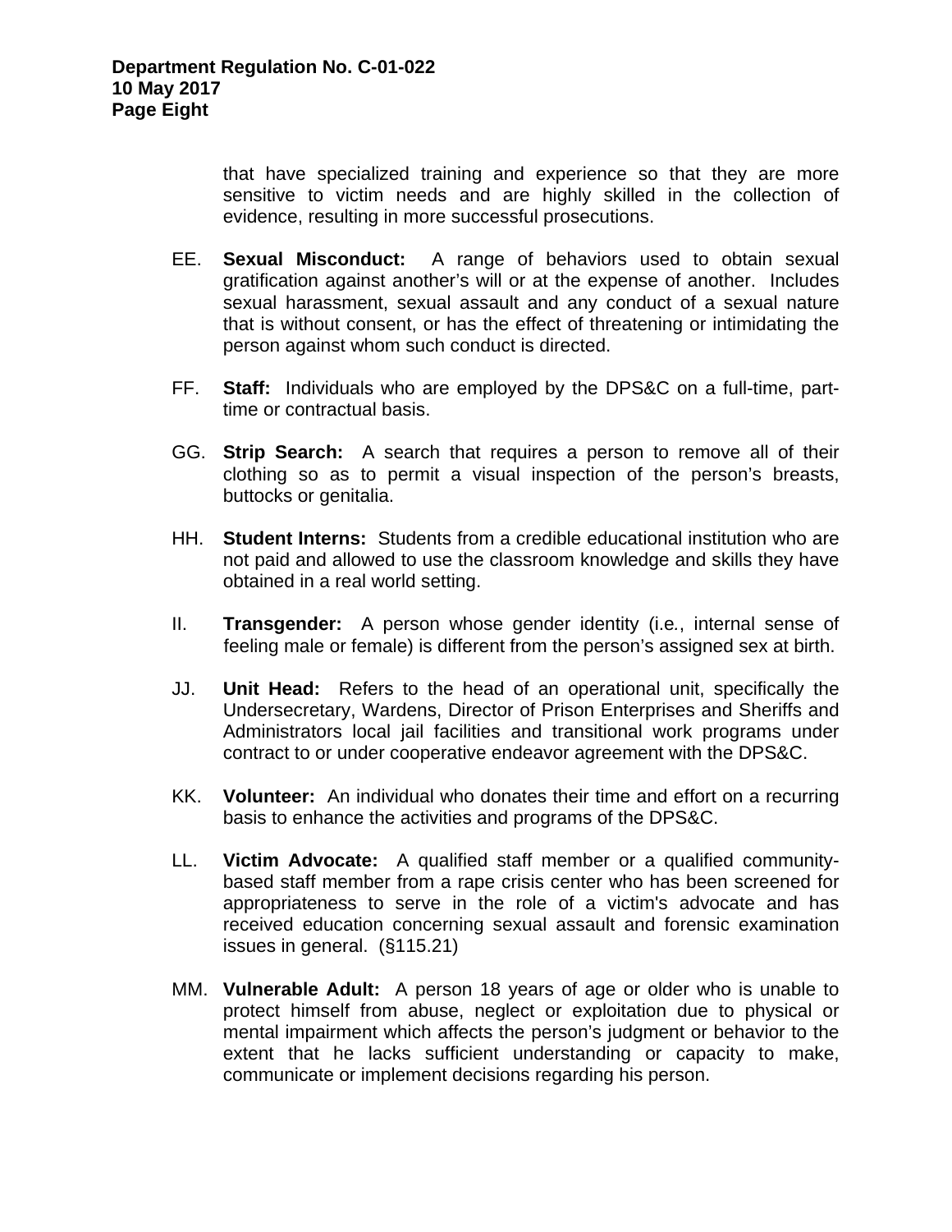that have specialized training and experience so that they are more sensitive to victim needs and are highly skilled in the collection of evidence, resulting in more successful prosecutions.

EE. **Sexual Misconduct:** A range of behaviors used to obtain sexual gratification against another's will or at the expense of another. Includes sexual harassment, sexual assault and any conduct of a sexual nature that is without consent, or has the effect of threatening or intimidating the person against whom such conduct is directed.

FF. **Staff:** Individuals who are employed by the DPS&C on a full-time, part-time or contractual basis.

GG. **Strip Search:** A search that requires a person to remove all of their clothing so as to permit a visual inspection of the person's breasts, buttocks or genitalia.

HH. **Student Interns:** Students from a credible educational institution who are not paid and allowed to use the classroom knowledge and skills they have obtained in a real world setting.

II. **Transgender:** A person whose gender identity (i.e., internal sense of feeling male or female) is different from the person's assigned sex at birth.

JJ. **Unit Head:** Refers to the head of an operational unit, specifically the Undersecretary, Wardens, Director of Prison Enterprises and Sheriffs and Administrators local jail facilities and transitional work programs under contract to or under cooperative endeavor agreement with the DPS&C.

KK. **Volunteer:** An individual who donates their time and effort on a recurring basis to enhance the activities and programs of the DPS&C.

LL. **Victim Advocate:** A qualified staff member or a qualified community-based staff member from a rape crisis center who has been screened for appropriateness to serve in the role of a victim's advocate and has received education concerning sexual assault and forensic examination issues in general. (§115.21)

MM. **Vulnerable Adult:** A person 18 years of age or older who is unable to protect himself from abuse, neglect or exploitation due to physical or mental impairment which affects the person's judgment or behavior to the extent that he lacks sufficient understanding or capacity to make, communicate or implement decisions regarding his person.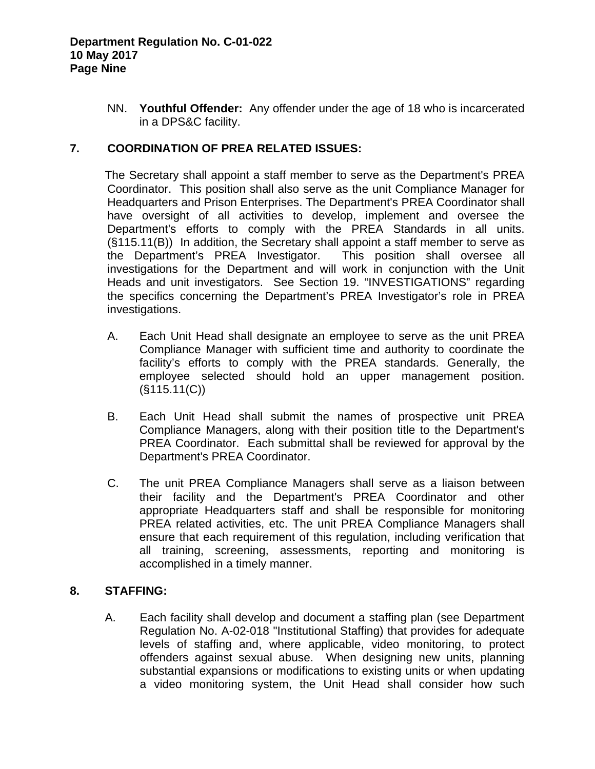NN. **Youthful Offender:** Any offender under the age of 18 who is incarcerated in a DPS&C facility.

## 7. COORDINATION OF PREA RELATED ISSUES:

The Secretary shall appoint a staff member to serve as the Department's PREA Coordinator. This position shall also serve as the unit Compliance Manager for Headquarters and Prison Enterprises. The Department's PREA Coordinator shall have oversight of all activities to develop, implement and oversee the Department's efforts to comply with the PREA Standards in all units. (§115.11(B)) In addition, the Secretary shall appoint a staff member to serve as the Department's PREA Investigator. This position shall oversee all investigations for the Department and will work in conjunction with the Unit Heads and unit investigators. See Section 19. "INVESTIGATIONS" regarding the specifics concerning the Department's PREA Investigator's role in PREA investigations.

A. Each Unit Head shall designate an employee to serve as the unit PREA Compliance Manager with sufficient time and authority to coordinate the facility's efforts to comply with the PREA standards. Generally, the employee selected should hold an upper management position. (§115.11(C))

B. Each Unit Head shall submit the names of prospective unit PREA Compliance Managers, along with their position title to the Department's PREA Coordinator. Each submittal shall be reviewed for approval by the Department's PREA Coordinator.

C. The unit PREA Compliance Managers shall serve as a liaison between their facility and the Department's PREA Coordinator and other appropriate Headquarters staff and shall be responsible for monitoring PREA related activities, etc. The unit PREA Compliance Managers shall ensure that each requirement of this regulation, including verification that all training, screening, assessments, reporting and monitoring is accomplished in a timely manner.

## 8. STAFFING:

A. Each facility shall develop and document a staffing plan (see Department Regulation No. A-02-018 "Institutional Staffing) that provides for adequate levels of staffing and, where applicable, video monitoring, to protect offenders against sexual abuse. When designing new units, planning substantial expansions or modifications to existing units or when updating a video monitoring system, the Unit Head shall consider how such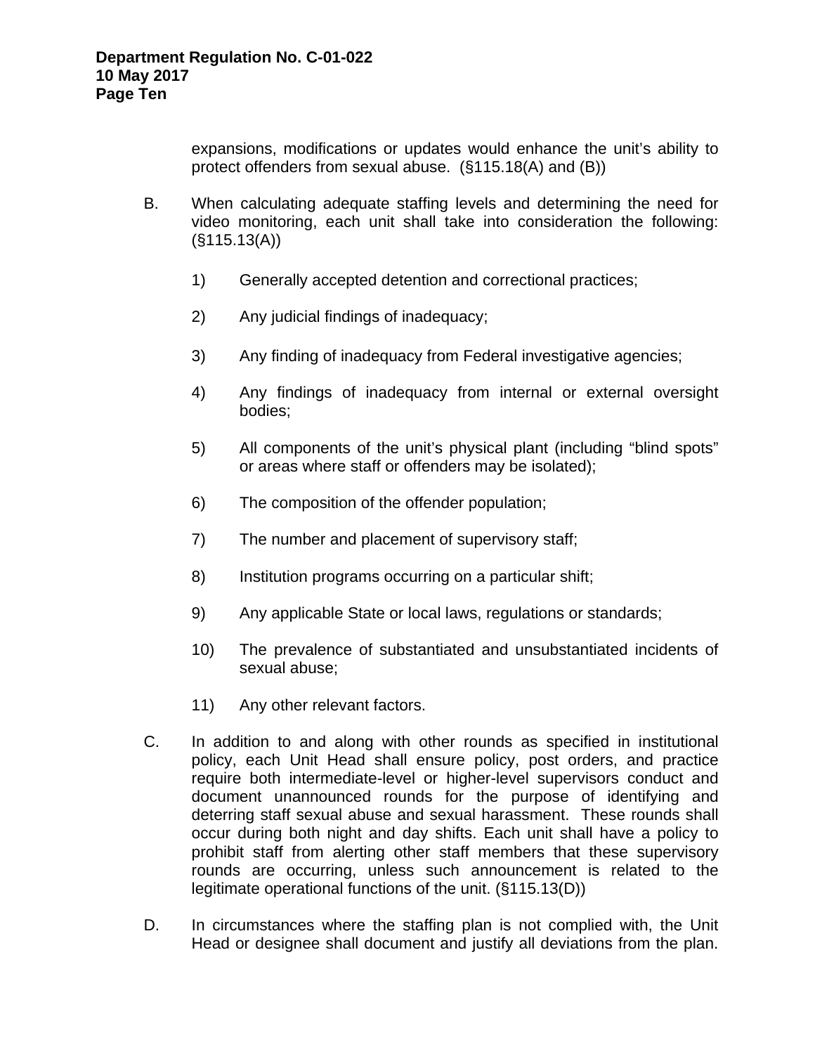expansions, modifications or updates would enhance the unit's ability to protect offenders from sexual abuse. (§115.18(A) and (B))

B. When calculating adequate staffing levels and determining the need for video monitoring, each unit shall take into consideration the following: (§115.13(A))

1) Generally accepted detention and correctional practices;

2) Any judicial findings of inadequacy;

3) Any finding of inadequacy from Federal investigative agencies;

4) Any findings of inadequacy from internal or external oversight bodies;

5) All components of the unit's physical plant (including "blind spots" or areas where staff or offenders may be isolated);

6) The composition of the offender population;

7) The number and placement of supervisory staff;

8) Institution programs occurring on a particular shift;

9) Any applicable State or local laws, regulations or standards;

10) The prevalence of substantiated and unsubstantiated incidents of sexual abuse;

11) Any other relevant factors.

C. In addition to and along with other rounds as specified in institutional policy, each Unit Head shall ensure policy, post orders, and practice require both intermediate-level or higher-level supervisors conduct and document unannounced rounds for the purpose of identifying and deterring staff sexual abuse and sexual harassment. These rounds shall occur during both night and day shifts. Each unit shall have a policy to prohibit staff from alerting other staff members that these supervisory rounds are occurring, unless such announcement is related to the legitimate operational functions of the unit. (§115.13(D))

D. In circumstances where the staffing plan is not complied with, the Unit Head or designee shall document and justify all deviations from the plan.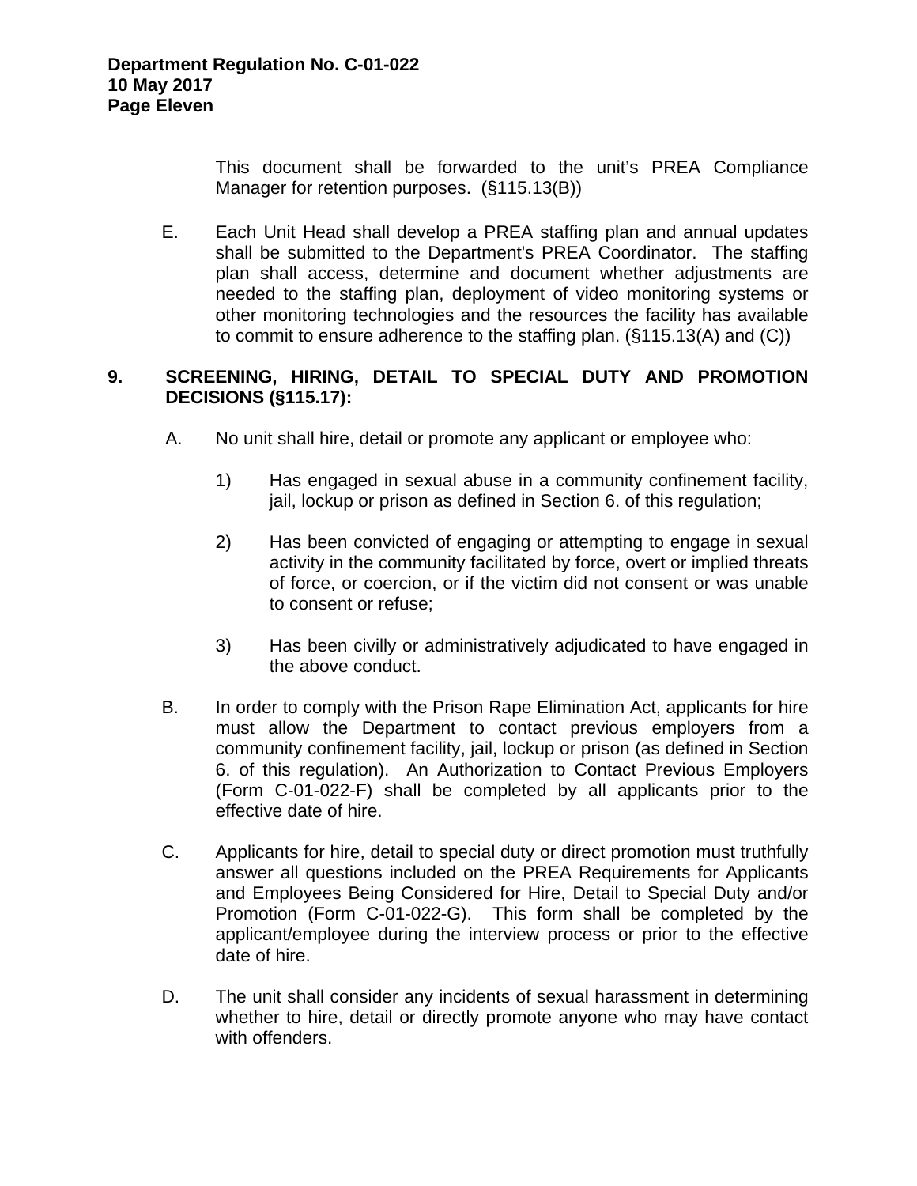This document shall be forwarded to the unit's PREA Compliance Manager for retention purposes. (§115.13(B))

E. Each Unit Head shall develop a PREA staffing plan and annual updates shall be submitted to the Department's PREA Coordinator. The staffing plan shall access, determine and document whether adjustments are needed to the staffing plan, deployment of video monitoring systems or other monitoring technologies and the resources the facility has available to commit to ensure adherence to the staffing plan. (§115.13(A) and (C))

## 9. SCREENING, HIRING, DETAIL TO SPECIAL DUTY AND PROMOTION DECISIONS (§115.17):

A. No unit shall hire, detail or promote any applicant or employee who:

1) Has engaged in sexual abuse in a community confinement facility, jail, lockup or prison as defined in Section 6. of this regulation;

2) Has been convicted of engaging or attempting to engage in sexual activity in the community facilitated by force, overt or implied threats of force, or coercion, or if the victim did not consent or was unable to consent or refuse;

3) Has been civilly or administratively adjudicated to have engaged in the above conduct.

B. In order to comply with the Prison Rape Elimination Act, applicants for hire must allow the Department to contact previous employers from a community confinement facility, jail, lockup or prison (as defined in Section 6. of this regulation). An Authorization to Contact Previous Employers (Form C-01-022-F) shall be completed by all applicants prior to the effective date of hire.

C. Applicants for hire, detail to special duty or direct promotion must truthfully answer all questions included on the PREA Requirements for Applicants and Employees Being Considered for Hire, Detail to Special Duty and/or Promotion (Form C-01-022-G). This form shall be completed by the applicant/employee during the interview process or prior to the effective date of hire.

D. The unit shall consider any incidents of sexual harassment in determining whether to hire, detail or directly promote anyone who may have contact with offenders.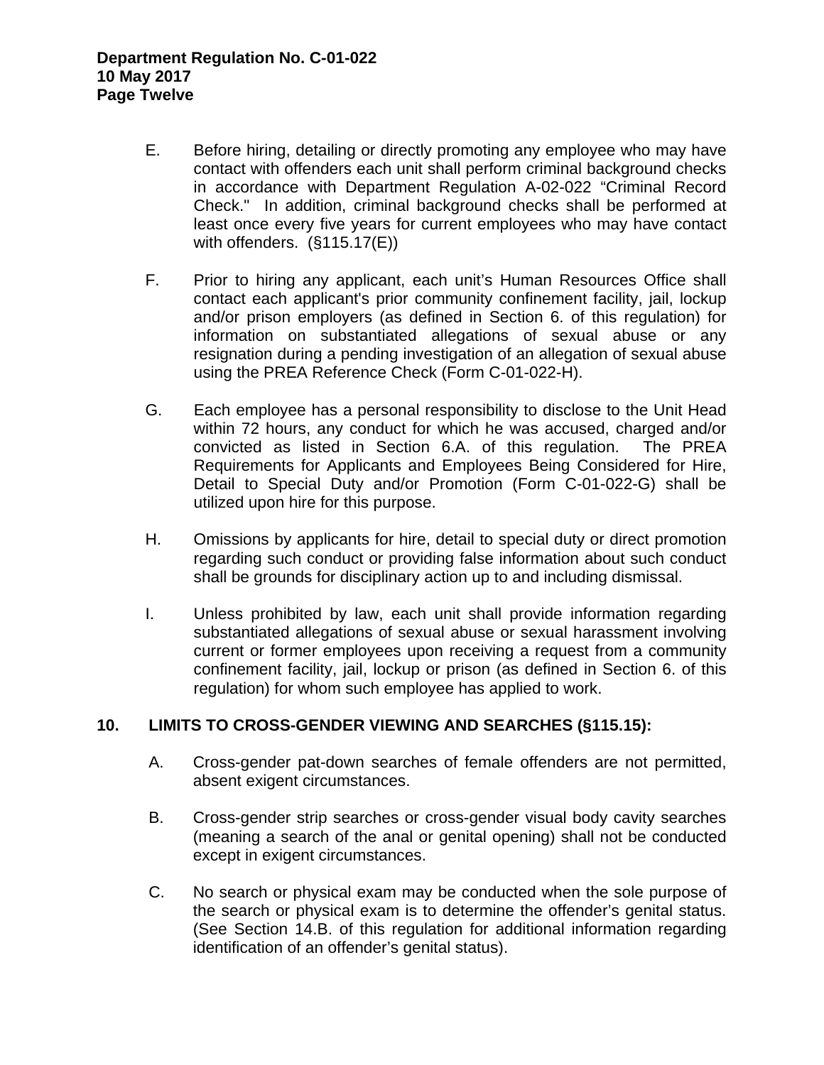E. Before hiring, detailing or directly promoting any employee who may have contact with offenders each unit shall perform criminal background checks in accordance with Department Regulation A-02-022 "Criminal Record Check." In addition, criminal background checks shall be performed at least once every five years for current employees who may have contact with offenders. (§115.17(E))

F. Prior to hiring any applicant, each unit's Human Resources Office shall contact each applicant's prior community confinement facility, jail, lockup and/or prison employers (as defined in Section 6. of this regulation) for information on substantiated allegations of sexual abuse or any resignation during a pending investigation of an allegation of sexual abuse using the PREA Reference Check (Form C-01-022-H).

G. Each employee has a personal responsibility to disclose to the Unit Head within 72 hours, any conduct for which he was accused, charged and/or convicted as listed in Section 6.A. of this regulation. The PREA Requirements for Applicants and Employees Being Considered for Hire, Detail to Special Duty and/or Promotion (Form C-01-022-G) shall be utilized upon hire for this purpose.

H. Omissions by applicants for hire, detail to special duty or direct promotion regarding such conduct or providing false information about such conduct shall be grounds for disciplinary action up to and including dismissal.

I. Unless prohibited by law, each unit shall provide information regarding substantiated allegations of sexual abuse or sexual harassment involving current or former employees upon receiving a request from a community confinement facility, jail, lockup or prison (as defined in Section 6. of this regulation) for whom such employee has applied to work.

## 10. LIMITS TO CROSS-GENDER VIEWING AND SEARCHES (§115.15):

A. Cross-gender pat-down searches of female offenders are not permitted, absent exigent circumstances.

B. Cross-gender strip searches or cross-gender visual body cavity searches (meaning a search of the anal or genital opening) shall not be conducted except in exigent circumstances.

C. No search or physical exam may be conducted when the sole purpose of the search or physical exam is to determine the offender's genital status. (See Section 14.B. of this regulation for additional information regarding identification of an offender's genital status).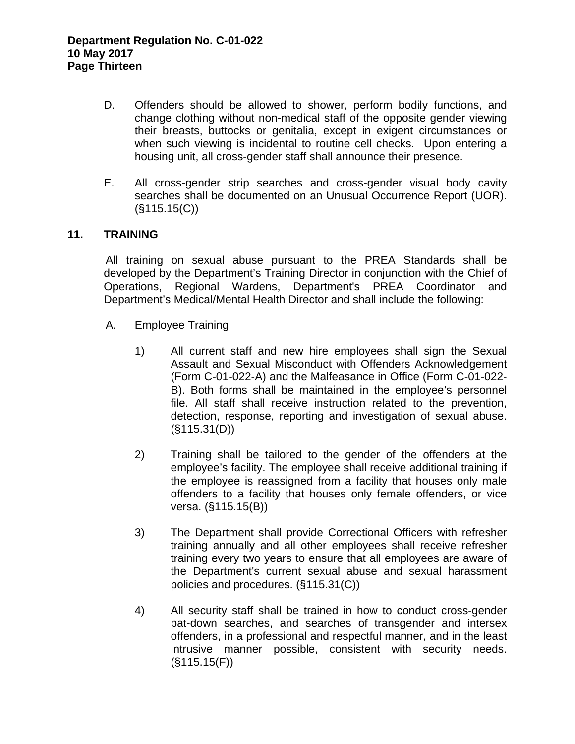D. Offenders should be allowed to shower, perform bodily functions, and change clothing without non-medical staff of the opposite gender viewing their breasts, buttocks or genitalia, except in exigent circumstances or when such viewing is incidental to routine cell checks. Upon entering a housing unit, all cross-gender staff shall announce their presence.

E. All cross-gender strip searches and cross-gender visual body cavity searches shall be documented on an Unusual Occurrence Report (UOR). (§115.15(C))

## 11. TRAINING

All training on sexual abuse pursuant to the PREA Standards shall be developed by the Department's Training Director in conjunction with the Chief of Operations, Regional Wardens, Department's PREA Coordinator and Department's Medical/Mental Health Director and shall include the following:

A. Employee Training

1) All current staff and new hire employees shall sign the Sexual Assault and Sexual Misconduct with Offenders Acknowledgement (Form C-01-022-A) and the Malfeasance in Office (Form C-01-022-B). Both forms shall be maintained in the employee's personnel file. All staff shall receive instruction related to the prevention, detection, response, reporting and investigation of sexual abuse. (§115.31(D))

2) Training shall be tailored to the gender of the offenders at the employee's facility. The employee shall receive additional training if the employee is reassigned from a facility that houses only male offenders to a facility that houses only female offenders, or vice versa. (§115.15(B))

3) The Department shall provide Correctional Officers with refresher training annually and all other employees shall receive refresher training every two years to ensure that all employees are aware of the Department's current sexual abuse and sexual harassment policies and procedures. (§115.31(C))

4) All security staff shall be trained in how to conduct cross-gender pat-down searches, and searches of transgender and intersex offenders, in a professional and respectful manner, and in the least intrusive manner possible, consistent with security needs. (§115.15(F))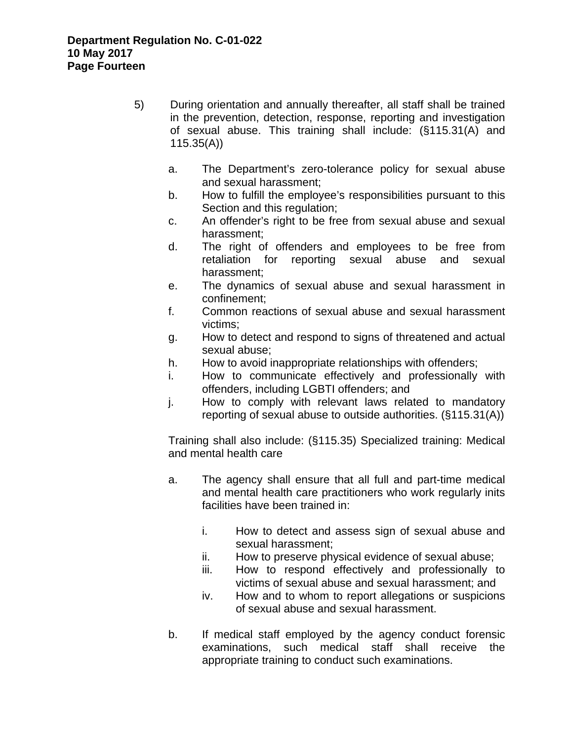5) During orientation and annually thereafter, all staff shall be trained in the prevention, detection, response, reporting and investigation of sexual abuse. This training shall include: (§115.31(A) and 115.35(A))

   a. The Department's zero-tolerance policy for sexual abuse and sexual harassment;
   b. How to fulfill the employee's responsibilities pursuant to this Section and this regulation;
   c. An offender's right to be free from sexual abuse and sexual harassment;
   d. The right of offenders and employees to be free from retaliation for reporting sexual abuse and sexual harassment;
   e. The dynamics of sexual abuse and sexual harassment in confinement;
   f. Common reactions of sexual abuse and sexual harassment victims;
   g. How to detect and respond to signs of threatened and actual sexual abuse;
   h. How to avoid inappropriate relationships with offenders;
   i. How to communicate effectively and professionally with offenders, including LGBTI offenders; and
   j. How to comply with relevant laws related to mandatory reporting of sexual abuse to outside authorities. (§115.31(A))

   Training shall also include: (§115.35) Specialized training: Medical and mental health care

   a. The agency shall ensure that all full and part-time medical and mental health care practitioners who work regularly inits facilities have been trained in:

      i. How to detect and assess sign of sexual abuse and sexual harassment;
      ii. How to preserve physical evidence of sexual abuse;
      iii. How to respond effectively and professionally to victims of sexual abuse and sexual harassment; and
      iv. How and to whom to report allegations or suspicions of sexual abuse and sexual harassment.

   b. If medical staff employed by the agency conduct forensic examinations, such medical staff shall receive the appropriate training to conduct such examinations.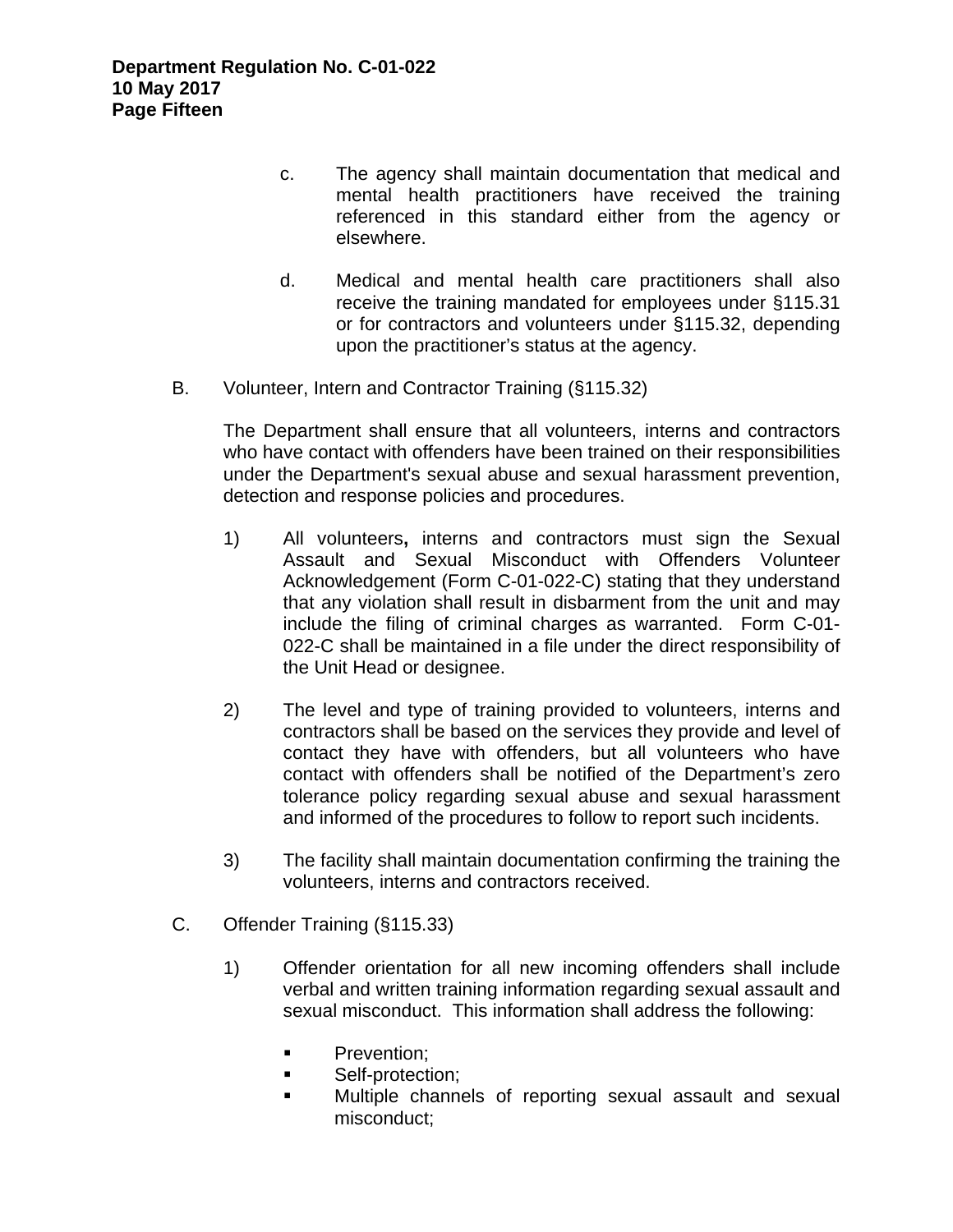c. The agency shall maintain documentation that medical and mental health practitioners have received the training referenced in this standard either from the agency or elsewhere.

d. Medical and mental health care practitioners shall also receive the training mandated for employees under §115.31 or for contractors and volunteers under §115.32, depending upon the practitioner's status at the agency.

B. Volunteer, Intern and Contractor Training (§115.32)

The Department shall ensure that all volunteers, interns and contractors who have contact with offenders have been trained on their responsibilities under the Department's sexual abuse and sexual harassment prevention, detection and response policies and procedures.

1) All volunteers**,** interns and contractors must sign the Sexual Assault and Sexual Misconduct with Offenders Volunteer Acknowledgement (Form C-01-022-C) stating that they understand that any violation shall result in disbarment from the unit and may include the filing of criminal charges as warranted. Form C-01-022-C shall be maintained in a file under the direct responsibility of the Unit Head or designee.

2) The level and type of training provided to volunteers, interns and contractors shall be based on the services they provide and level of contact they have with offenders, but all volunteers who have contact with offenders shall be notified of the Department's zero tolerance policy regarding sexual abuse and sexual harassment and informed of the procedures to follow to report such incidents.

3) The facility shall maintain documentation confirming the training the volunteers, interns and contractors received.

C. Offender Training (§115.33)

1) Offender orientation for all new incoming offenders shall include verbal and written training information regarding sexual assault and sexual misconduct. This information shall address the following:

- Prevention;
- Self-protection;
- Multiple channels of reporting sexual assault and sexual misconduct;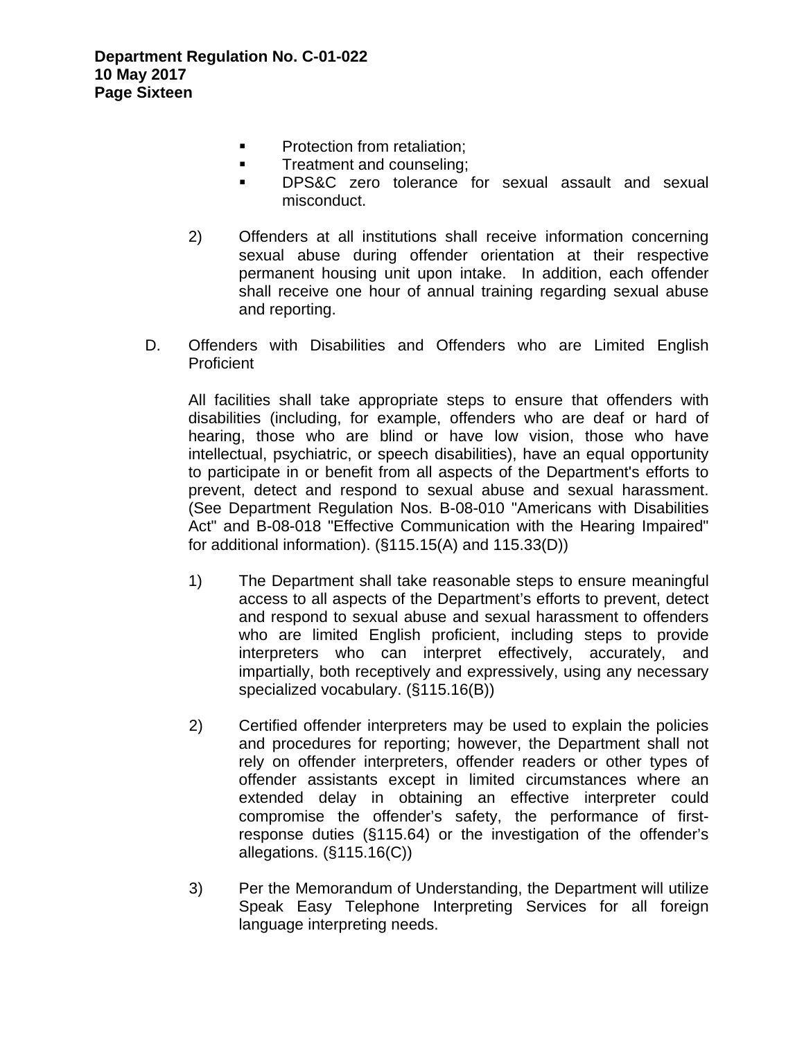- Protection from retaliation;
- Treatment and counseling;
- DPS&C zero tolerance for sexual assault and sexual misconduct.

2) Offenders at all institutions shall receive information concerning sexual abuse during offender orientation at their respective permanent housing unit upon intake. In addition, each offender shall receive one hour of annual training regarding sexual abuse and reporting.

D. Offenders with Disabilities and Offenders who are Limited English Proficient

All facilities shall take appropriate steps to ensure that offenders with disabilities (including, for example, offenders who are deaf or hard of hearing, those who are blind or have low vision, those who have intellectual, psychiatric, or speech disabilities), have an equal opportunity to participate in or benefit from all aspects of the Department's efforts to prevent, detect and respond to sexual abuse and sexual harassment. (See Department Regulation Nos. B-08-010 "Americans with Disabilities Act" and B-08-018 "Effective Communication with the Hearing Impaired" for additional information). (§115.15(A) and 115.33(D))

1) The Department shall take reasonable steps to ensure meaningful access to all aspects of the Department's efforts to prevent, detect and respond to sexual abuse and sexual harassment to offenders who are limited English proficient, including steps to provide interpreters who can interpret effectively, accurately, and impartially, both receptively and expressively, using any necessary specialized vocabulary. (§115.16(B))

2) Certified offender interpreters may be used to explain the policies and procedures for reporting; however, the Department shall not rely on offender interpreters, offender readers or other types of offender assistants except in limited circumstances where an extended delay in obtaining an effective interpreter could compromise the offender's safety, the performance of first-response duties (§115.64) or the investigation of the offender's allegations. (§115.16(C))

3) Per the Memorandum of Understanding, the Department will utilize Speak Easy Telephone Interpreting Services for all foreign language interpreting needs.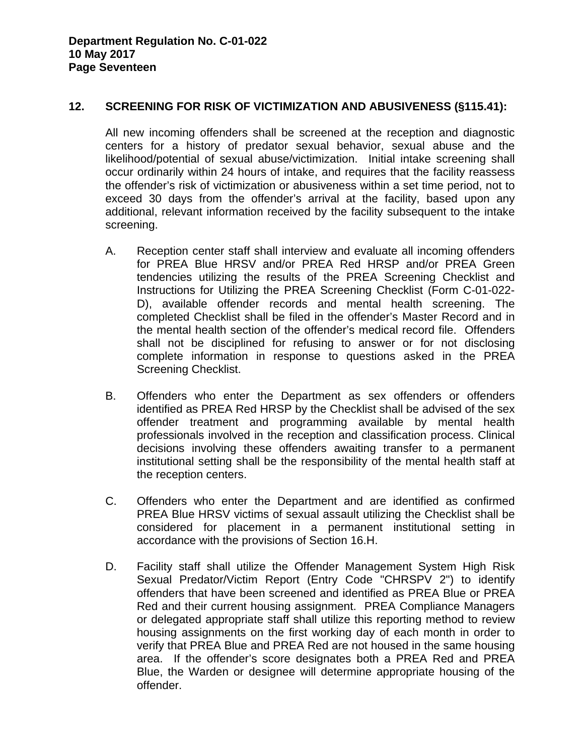## 12. SCREENING FOR RISK OF VICTIMIZATION AND ABUSIVENESS (§115.41):

All new incoming offenders shall be screened at the reception and diagnostic centers for a history of predator sexual behavior, sexual abuse and the likelihood/potential of sexual abuse/victimization. Initial intake screening shall occur ordinarily within 24 hours of intake, and requires that the facility reassess the offender's risk of victimization or abusiveness within a set time period, not to exceed 30 days from the offender's arrival at the facility, based upon any additional, relevant information received by the facility subsequent to the intake screening.

A. Reception center staff shall interview and evaluate all incoming offenders for PREA Blue HRSV and/or PREA Red HRSP and/or PREA Green tendencies utilizing the results of the PREA Screening Checklist and Instructions for Utilizing the PREA Screening Checklist (Form C-01-022-D), available offender records and mental health screening. The completed Checklist shall be filed in the offender's Master Record and in the mental health section of the offender's medical record file. Offenders shall not be disciplined for refusing to answer or for not disclosing complete information in response to questions asked in the PREA Screening Checklist.

B. Offenders who enter the Department as sex offenders or offenders identified as PREA Red HRSP by the Checklist shall be advised of the sex offender treatment and programming available by mental health professionals involved in the reception and classification process. Clinical decisions involving these offenders awaiting transfer to a permanent institutional setting shall be the responsibility of the mental health staff at the reception centers.

C. Offenders who enter the Department and are identified as confirmed PREA Blue HRSV victims of sexual assault utilizing the Checklist shall be considered for placement in a permanent institutional setting in accordance with the provisions of Section 16.H.

D. Facility staff shall utilize the Offender Management System High Risk Sexual Predator/Victim Report (Entry Code "CHRSPV 2") to identify offenders that have been screened and identified as PREA Blue or PREA Red and their current housing assignment. PREA Compliance Managers or delegated appropriate staff shall utilize this reporting method to review housing assignments on the first working day of each month in order to verify that PREA Blue and PREA Red are not housed in the same housing area. If the offender's score designates both a PREA Red and PREA Blue, the Warden or designee will determine appropriate housing of the offender.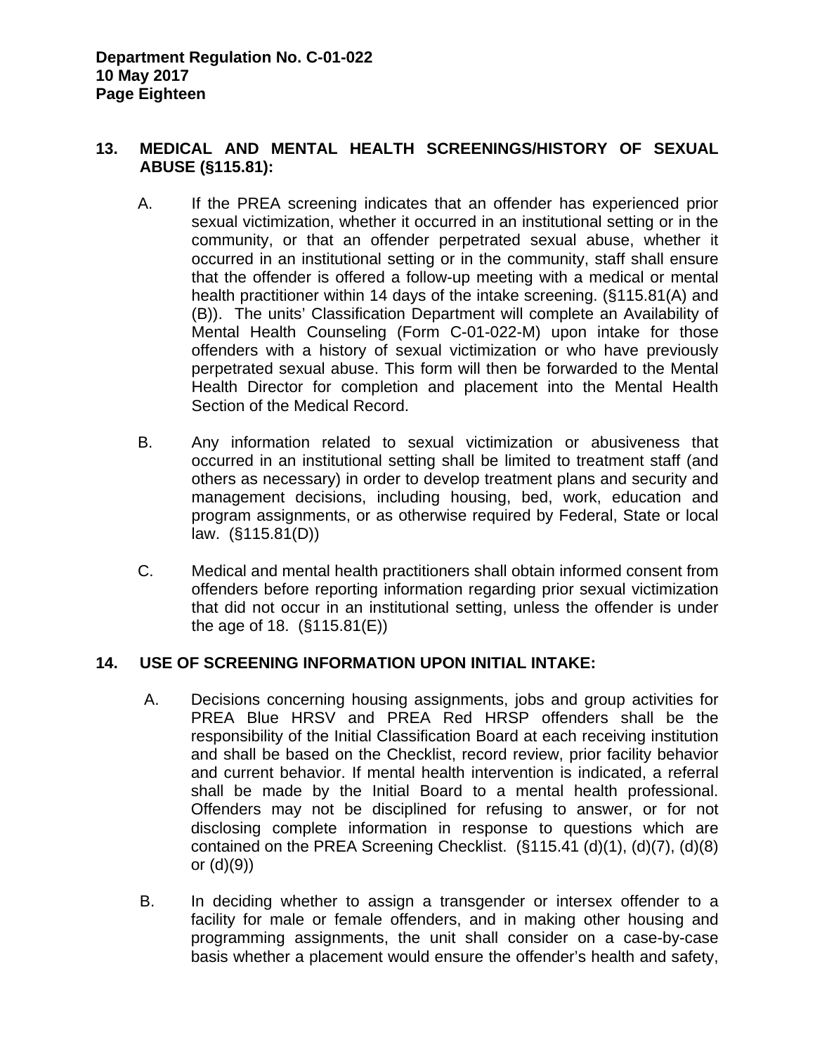## 13. MEDICAL AND MENTAL HEALTH SCREENINGS/HISTORY OF SEXUAL ABUSE (§115.81):

A. If the PREA screening indicates that an offender has experienced prior sexual victimization, whether it occurred in an institutional setting or in the community, or that an offender perpetrated sexual abuse, whether it occurred in an institutional setting or in the community, staff shall ensure that the offender is offered a follow-up meeting with a medical or mental health practitioner within 14 days of the intake screening. (§115.81(A) and (B)). The units' Classification Department will complete an Availability of Mental Health Counseling (Form C-01-022-M) upon intake for those offenders with a history of sexual victimization or who have previously perpetrated sexual abuse. This form will then be forwarded to the Mental Health Director for completion and placement into the Mental Health Section of the Medical Record.

B. Any information related to sexual victimization or abusiveness that occurred in an institutional setting shall be limited to treatment staff (and others as necessary) in order to develop treatment plans and security and management decisions, including housing, bed, work, education and program assignments, or as otherwise required by Federal, State or local law. (§115.81(D))

C. Medical and mental health practitioners shall obtain informed consent from offenders before reporting information regarding prior sexual victimization that did not occur in an institutional setting, unless the offender is under the age of 18. (§115.81(E))

## 14. USE OF SCREENING INFORMATION UPON INITIAL INTAKE:

A. Decisions concerning housing assignments, jobs and group activities for PREA Blue HRSV and PREA Red HRSP offenders shall be the responsibility of the Initial Classification Board at each receiving institution and shall be based on the Checklist, record review, prior facility behavior and current behavior. If mental health intervention is indicated, a referral shall be made by the Initial Board to a mental health professional. Offenders may not be disciplined for refusing to answer, or for not disclosing complete information in response to questions which are contained on the PREA Screening Checklist. (§115.41 (d)(1), (d)(7), (d)(8) or (d)(9))

B. In deciding whether to assign a transgender or intersex offender to a facility for male or female offenders, and in making other housing and programming assignments, the unit shall consider on a case-by-case basis whether a placement would ensure the offender's health and safety,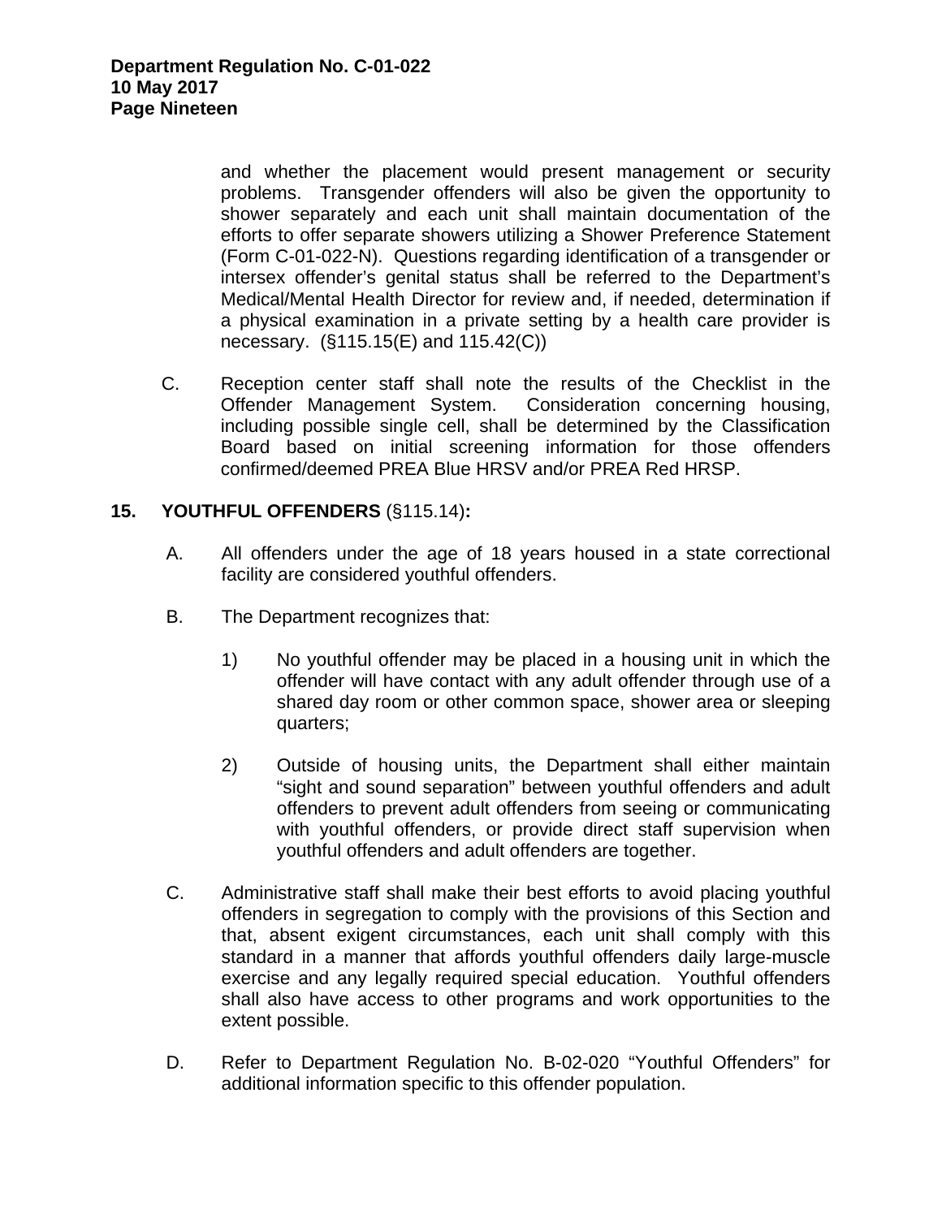and whether the placement would present management or security problems. Transgender offenders will also be given the opportunity to shower separately and each unit shall maintain documentation of the efforts to offer separate showers utilizing a Shower Preference Statement (Form C-01-022-N). Questions regarding identification of a transgender or intersex offender's genital status shall be referred to the Department's Medical/Mental Health Director for review and, if needed, determination if a physical examination in a private setting by a health care provider is necessary. (§115.15(E) and 115.42(C))

C. Reception center staff shall note the results of the Checklist in the Offender Management System. Consideration concerning housing, including possible single cell, shall be determined by the Classification Board based on initial screening information for those offenders confirmed/deemed PREA Blue HRSV and/or PREA Red HRSP.

## 15. YOUTHFUL OFFENDERS (§115.14):

A. All offenders under the age of 18 years housed in a state correctional facility are considered youthful offenders.

B. The Department recognizes that:

1) No youthful offender may be placed in a housing unit in which the offender will have contact with any adult offender through use of a shared day room or other common space, shower area or sleeping quarters;

2) Outside of housing units, the Department shall either maintain "sight and sound separation" between youthful offenders and adult offenders to prevent adult offenders from seeing or communicating with youthful offenders, or provide direct staff supervision when youthful offenders and adult offenders are together.

C. Administrative staff shall make their best efforts to avoid placing youthful offenders in segregation to comply with the provisions of this Section and that, absent exigent circumstances, each unit shall comply with this standard in a manner that affords youthful offenders daily large-muscle exercise and any legally required special education. Youthful offenders shall also have access to other programs and work opportunities to the extent possible.

D. Refer to Department Regulation No. B-02-020 "Youthful Offenders" for additional information specific to this offender population.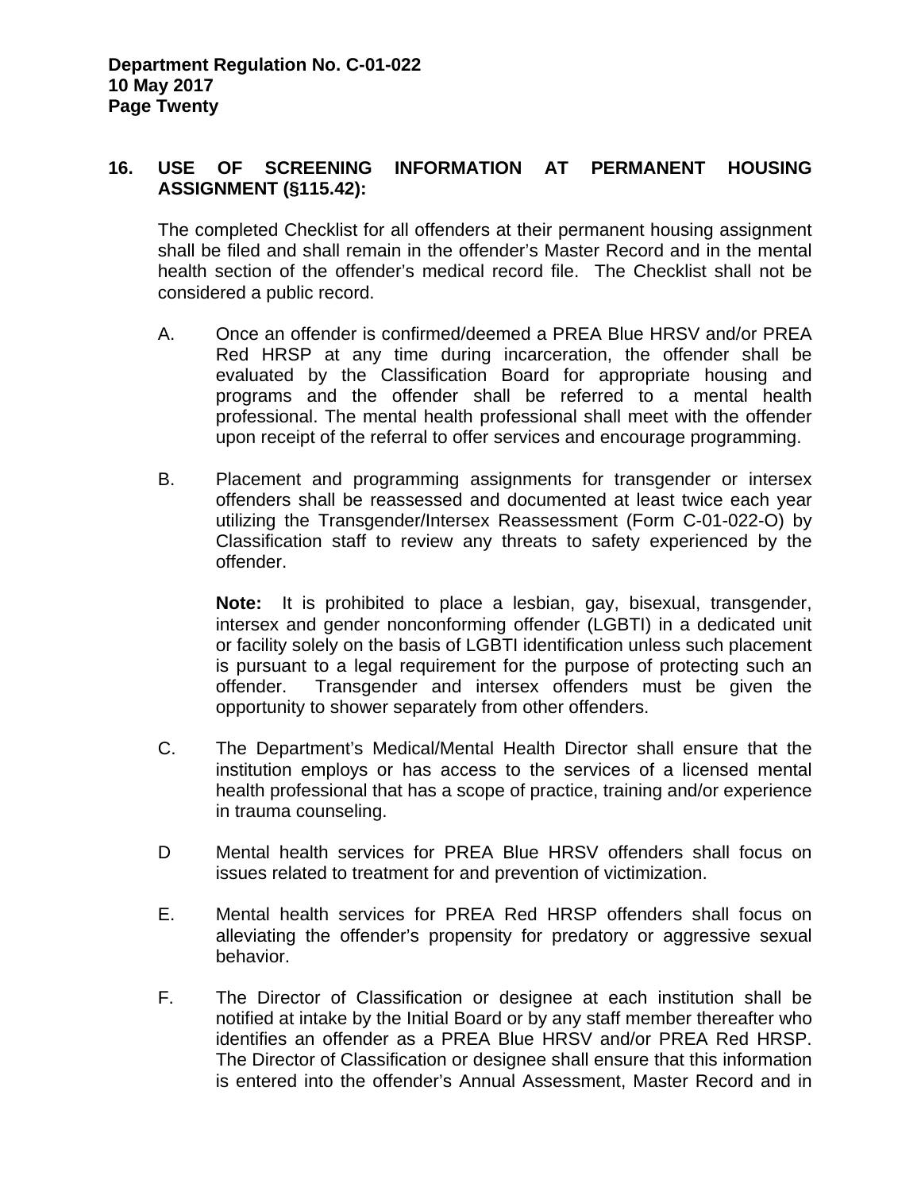## 16. USE OF SCREENING INFORMATION AT PERMANENT HOUSING ASSIGNMENT (§115.42):

The completed Checklist for all offenders at their permanent housing assignment shall be filed and shall remain in the offender's Master Record and in the mental health section of the offender's medical record file. The Checklist shall not be considered a public record.

A. Once an offender is confirmed/deemed a PREA Blue HRSV and/or PREA Red HRSP at any time during incarceration, the offender shall be evaluated by the Classification Board for appropriate housing and programs and the offender shall be referred to a mental health professional. The mental health professional shall meet with the offender upon receipt of the referral to offer services and encourage programming.

B. Placement and programming assignments for transgender or intersex offenders shall be reassessed and documented at least twice each year utilizing the Transgender/Intersex Reassessment (Form C-01-022-O) by Classification staff to review any threats to safety experienced by the offender.

   **Note:** It is prohibited to place a lesbian, gay, bisexual, transgender, intersex and gender nonconforming offender (LGBTI) in a dedicated unit or facility solely on the basis of LGBTI identification unless such placement is pursuant to a legal requirement for the purpose of protecting such an offender. Transgender and intersex offenders must be given the opportunity to shower separately from other offenders.

C. The Department's Medical/Mental Health Director shall ensure that the institution employs or has access to the services of a licensed mental health professional that has a scope of practice, training and/or experience in trauma counseling.

D Mental health services for PREA Blue HRSV offenders shall focus on issues related to treatment for and prevention of victimization.

E. Mental health services for PREA Red HRSP offenders shall focus on alleviating the offender's propensity for predatory or aggressive sexual behavior.

F. The Director of Classification or designee at each institution shall be notified at intake by the Initial Board or by any staff member thereafter who identifies an offender as a PREA Blue HRSV and/or PREA Red HRSP. The Director of Classification or designee shall ensure that this information is entered into the offender's Annual Assessment, Master Record and in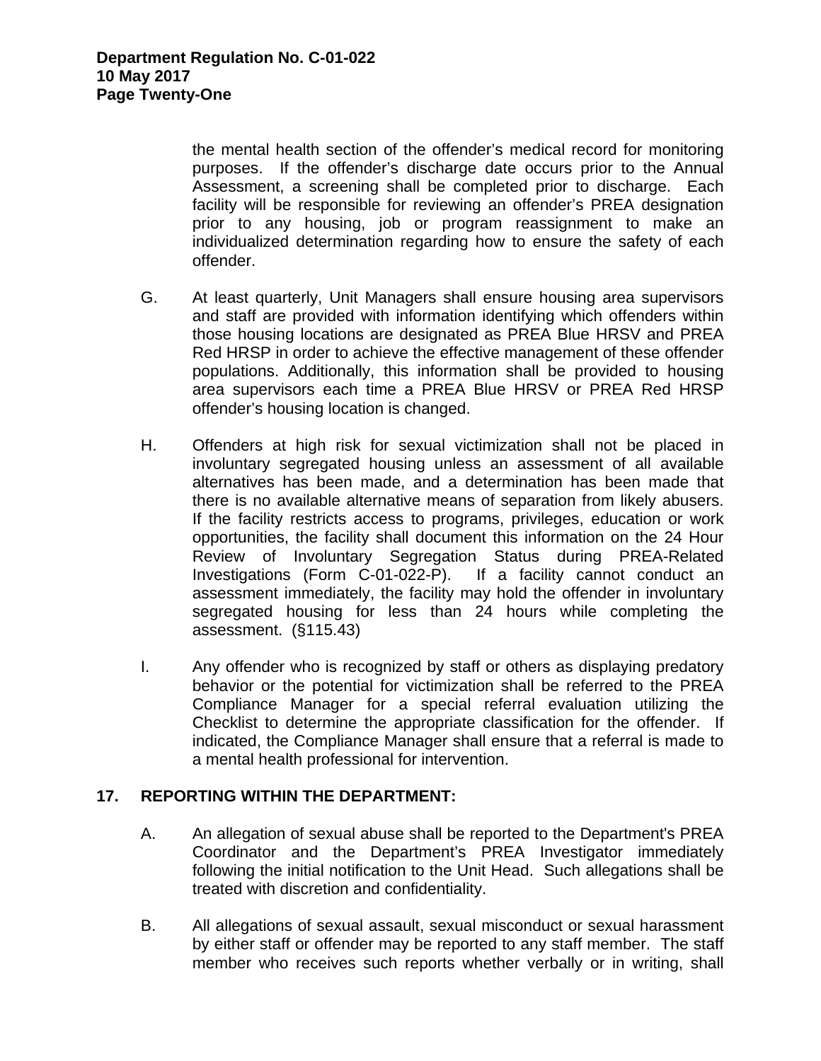the mental health section of the offender's medical record for monitoring purposes. If the offender's discharge date occurs prior to the Annual Assessment, a screening shall be completed prior to discharge. Each facility will be responsible for reviewing an offender's PREA designation prior to any housing, job or program reassignment to make an individualized determination regarding how to ensure the safety of each offender.

G. At least quarterly, Unit Managers shall ensure housing area supervisors and staff are provided with information identifying which offenders within those housing locations are designated as PREA Blue HRSV and PREA Red HRSP in order to achieve the effective management of these offender populations. Additionally, this information shall be provided to housing area supervisors each time a PREA Blue HRSV or PREA Red HRSP offender's housing location is changed.

H. Offenders at high risk for sexual victimization shall not be placed in involuntary segregated housing unless an assessment of all available alternatives has been made, and a determination has been made that there is no available alternative means of separation from likely abusers. If the facility restricts access to programs, privileges, education or work opportunities, the facility shall document this information on the 24 Hour Review of Involuntary Segregation Status during PREA-Related Investigations (Form C-01-022-P). If a facility cannot conduct an assessment immediately, the facility may hold the offender in involuntary segregated housing for less than 24 hours while completing the assessment. (§115.43)

I. Any offender who is recognized by staff or others as displaying predatory behavior or the potential for victimization shall be referred to the PREA Compliance Manager for a special referral evaluation utilizing the Checklist to determine the appropriate classification for the offender. If indicated, the Compliance Manager shall ensure that a referral is made to a mental health professional for intervention.

## 17. REPORTING WITHIN THE DEPARTMENT:

A. An allegation of sexual abuse shall be reported to the Department's PREA Coordinator and the Department's PREA Investigator immediately following the initial notification to the Unit Head. Such allegations shall be treated with discretion and confidentiality.

B. All allegations of sexual assault, sexual misconduct or sexual harassment by either staff or offender may be reported to any staff member. The staff member who receives such reports whether verbally or in writing, shall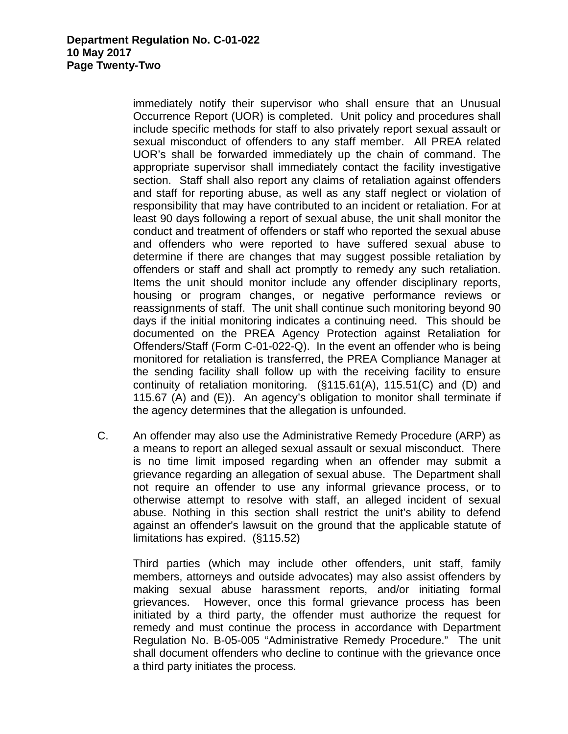immediately notify their supervisor who shall ensure that an Unusual Occurrence Report (UOR) is completed. Unit policy and procedures shall include specific methods for staff to also privately report sexual assault or sexual misconduct of offenders to any staff member. All PREA related UOR's shall be forwarded immediately up the chain of command. The appropriate supervisor shall immediately contact the facility investigative section. Staff shall also report any claims of retaliation against offenders and staff for reporting abuse, as well as any staff neglect or violation of responsibility that may have contributed to an incident or retaliation. For at least 90 days following a report of sexual abuse, the unit shall monitor the conduct and treatment of offenders or staff who reported the sexual abuse and offenders who were reported to have suffered sexual abuse to determine if there are changes that may suggest possible retaliation by offenders or staff and shall act promptly to remedy any such retaliation. Items the unit should monitor include any offender disciplinary reports, housing or program changes, or negative performance reviews or reassignments of staff. The unit shall continue such monitoring beyond 90 days if the initial monitoring indicates a continuing need. This should be documented on the PREA Agency Protection against Retaliation for Offenders/Staff (Form C-01-022-Q). In the event an offender who is being monitored for retaliation is transferred, the PREA Compliance Manager at the sending facility shall follow up with the receiving facility to ensure continuity of retaliation monitoring. (§115.61(A), 115.51(C) and (D) and 115.67 (A) and (E)). An agency's obligation to monitor shall terminate if the agency determines that the allegation is unfounded.

C. An offender may also use the Administrative Remedy Procedure (ARP) as a means to report an alleged sexual assault or sexual misconduct. There is no time limit imposed regarding when an offender may submit a grievance regarding an allegation of sexual abuse. The Department shall not require an offender to use any informal grievance process, or to otherwise attempt to resolve with staff, an alleged incident of sexual abuse. Nothing in this section shall restrict the unit's ability to defend against an offender's lawsuit on the ground that the applicable statute of limitations has expired. (§115.52)

   Third parties (which may include other offenders, unit staff, family members, attorneys and outside advocates) may also assist offenders by making sexual abuse harassment reports, and/or initiating formal grievances. However, once this formal grievance process has been initiated by a third party, the offender must authorize the request for remedy and must continue the process in accordance with Department Regulation No. B-05-005 "Administrative Remedy Procedure." The unit shall document offenders who decline to continue with the grievance once a third party initiates the process.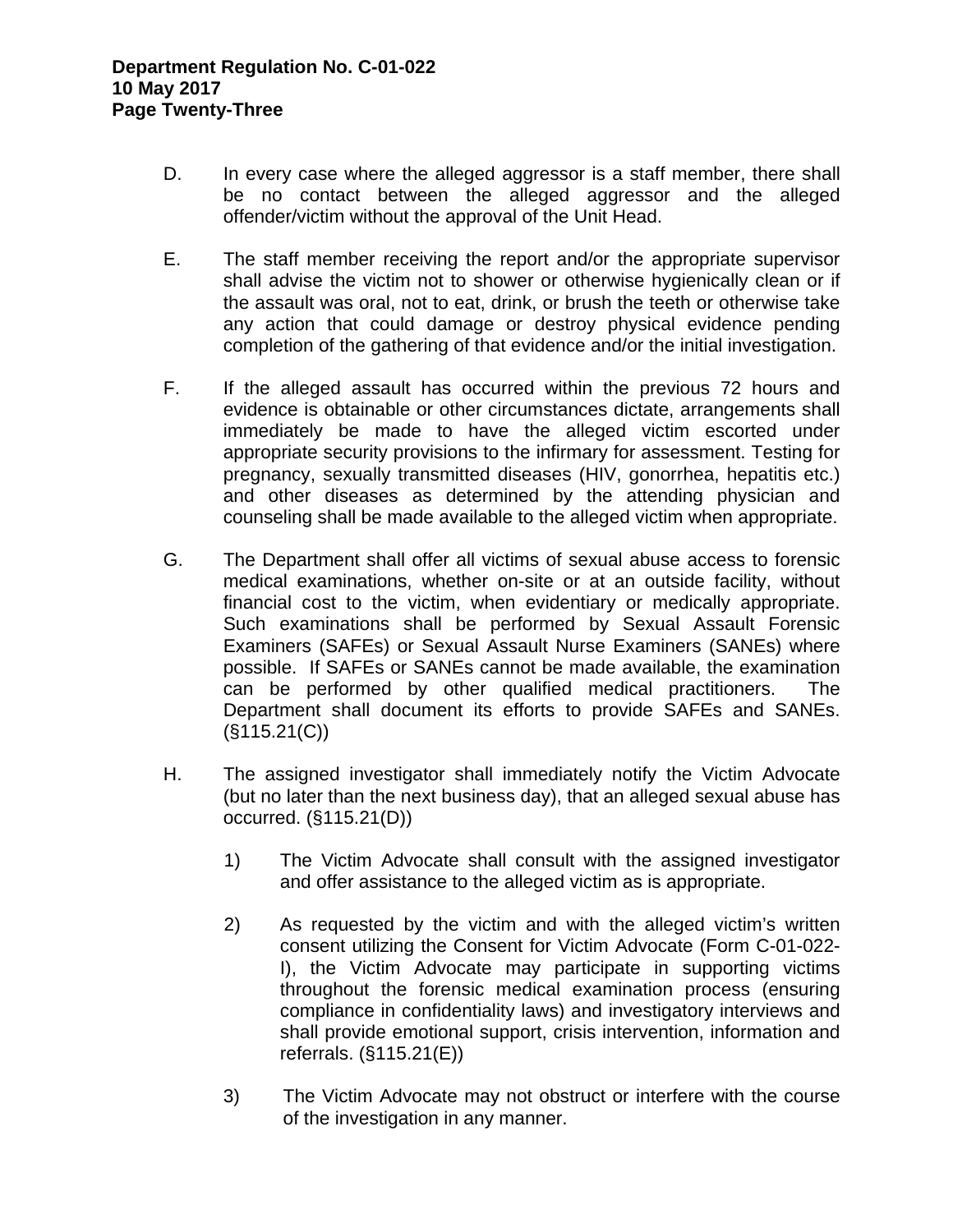D. In every case where the alleged aggressor is a staff member, there shall be no contact between the alleged aggressor and the alleged offender/victim without the approval of the Unit Head.

E. The staff member receiving the report and/or the appropriate supervisor shall advise the victim not to shower or otherwise hygienically clean or if the assault was oral, not to eat, drink, or brush the teeth or otherwise take any action that could damage or destroy physical evidence pending completion of the gathering of that evidence and/or the initial investigation.

F. If the alleged assault has occurred within the previous 72 hours and evidence is obtainable or other circumstances dictate, arrangements shall immediately be made to have the alleged victim escorted under appropriate security provisions to the infirmary for assessment. Testing for pregnancy, sexually transmitted diseases (HIV, gonorrhea, hepatitis etc.) and other diseases as determined by the attending physician and counseling shall be made available to the alleged victim when appropriate.

G. The Department shall offer all victims of sexual abuse access to forensic medical examinations, whether on-site or at an outside facility, without financial cost to the victim, when evidentiary or medically appropriate. Such examinations shall be performed by Sexual Assault Forensic Examiners (SAFEs) or Sexual Assault Nurse Examiners (SANEs) where possible. If SAFEs or SANEs cannot be made available, the examination can be performed by other qualified medical practitioners. The Department shall document its efforts to provide SAFEs and SANEs. (§115.21(C))

H. The assigned investigator shall immediately notify the Victim Advocate (but no later than the next business day), that an alleged sexual abuse has occurred. (§115.21(D))

   1) The Victim Advocate shall consult with the assigned investigator and offer assistance to the alleged victim as is appropriate.

   2) As requested by the victim and with the alleged victim's written consent utilizing the Consent for Victim Advocate (Form C-01-022-I), the Victim Advocate may participate in supporting victims throughout the forensic medical examination process (ensuring compliance in confidentiality laws) and investigatory interviews and shall provide emotional support, crisis intervention, information and referrals. (§115.21(E))

   3) The Victim Advocate may not obstruct or interfere with the course of the investigation in any manner.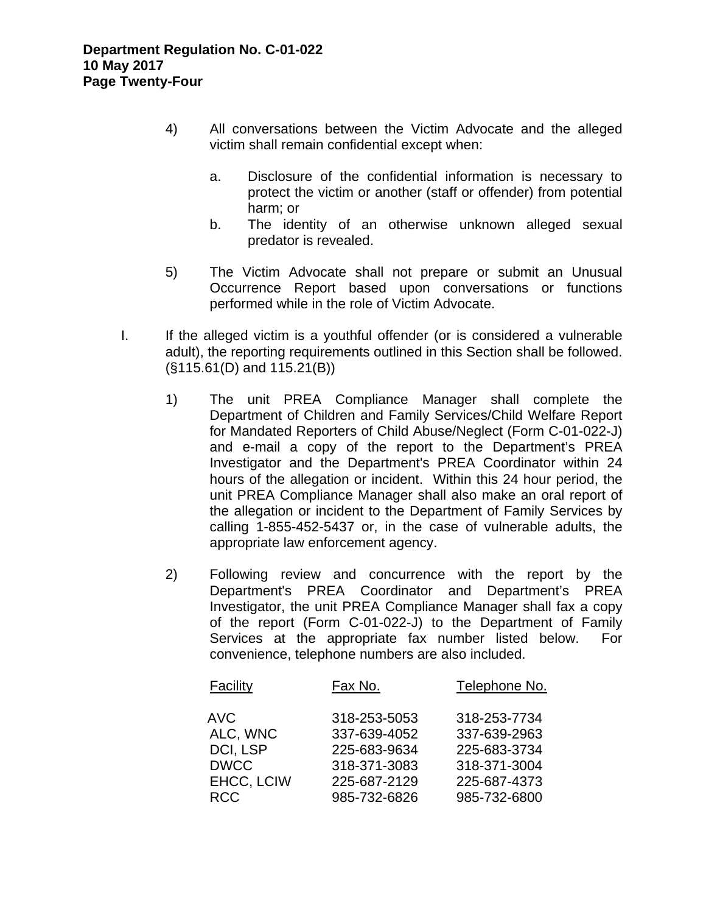4) All conversations between the Victim Advocate and the alleged victim shall remain confidential except when:

   a. Disclosure of the confidential information is necessary to protect the victim or another (staff or offender) from potential harm; or
   b. The identity of an otherwise unknown alleged sexual predator is revealed.

5) The Victim Advocate shall not prepare or submit an Unusual Occurrence Report based upon conversations or functions performed while in the role of Victim Advocate.

I. If the alleged victim is a youthful offender (or is considered a vulnerable adult), the reporting requirements outlined in this Section shall be followed. (§115.61(D) and 115.21(B))

   1) The unit PREA Compliance Manager shall complete the Department of Children and Family Services/Child Welfare Report for Mandated Reporters of Child Abuse/Neglect (Form C-01-022-J) and e-mail a copy of the report to the Department's PREA Investigator and the Department's PREA Coordinator within 24 hours of the allegation or incident. Within this 24 hour period, the unit PREA Compliance Manager shall also make an oral report of the allegation or incident to the Department of Family Services by calling 1-855-452-5437 or, in the case of vulnerable adults, the appropriate law enforcement agency.

   2) Following review and concurrence with the report by the Department's PREA Coordinator and Department's PREA Investigator, the unit PREA Compliance Manager shall fax a copy of the report (Form C-01-022-J) to the Department of Family Services at the appropriate fax number listed below. For convenience, telephone numbers are also included.

| Facility | Fax No. | Telephone No. |
| --- | --- | --- |
| AVC | 318-253-5053 | 318-253-7734 |
| ALC, WNC | 337-639-4052 | 337-639-2963 |
| DCI, LSP | 225-683-9634 | 225-683-3734 |
| DWCC | 318-371-3083 | 318-371-3004 |
| EHCC, LCIW | 225-687-2129 | 225-687-4373 |
| RCC | 985-732-6826 | 985-732-6800 |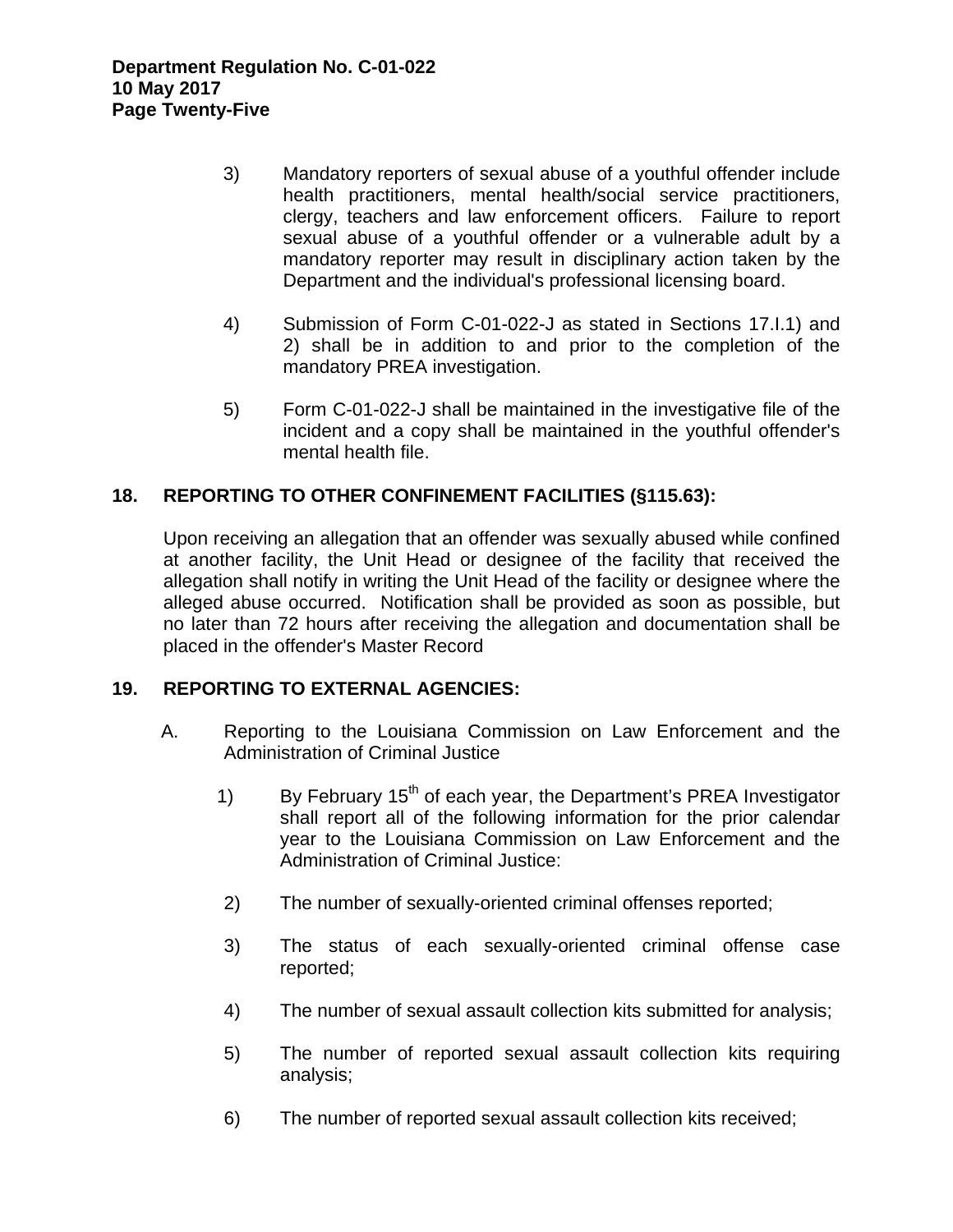3) Mandatory reporters of sexual abuse of a youthful offender include health practitioners, mental health/social service practitioners, clergy, teachers and law enforcement officers. Failure to report sexual abuse of a youthful offender or a vulnerable adult by a mandatory reporter may result in disciplinary action taken by the Department and the individual's professional licensing board.

4) Submission of Form C-01-022-J as stated in Sections 17.I.1) and 2) shall be in addition to and prior to the completion of the mandatory PREA investigation.

5) Form C-01-022-J shall be maintained in the investigative file of the incident and a copy shall be maintained in the youthful offender's mental health file.

## 18. REPORTING TO OTHER CONFINEMENT FACILITIES (§115.63):

Upon receiving an allegation that an offender was sexually abused while confined at another facility, the Unit Head or designee of the facility that received the allegation shall notify in writing the Unit Head of the facility or designee where the alleged abuse occurred. Notification shall be provided as soon as possible, but no later than 72 hours after receiving the allegation and documentation shall be placed in the offender's Master Record

## 19. REPORTING TO EXTERNAL AGENCIES:

A. Reporting to the Louisiana Commission on Law Enforcement and the Administration of Criminal Justice

1) By February 15th of each year, the Department's PREA Investigator shall report all of the following information for the prior calendar year to the Louisiana Commission on Law Enforcement and the Administration of Criminal Justice:

2) The number of sexually-oriented criminal offenses reported;

3) The status of each sexually-oriented criminal offense case reported;

4) The number of sexual assault collection kits submitted for analysis;

5) The number of reported sexual assault collection kits requiring analysis;

6) The number of reported sexual assault collection kits received;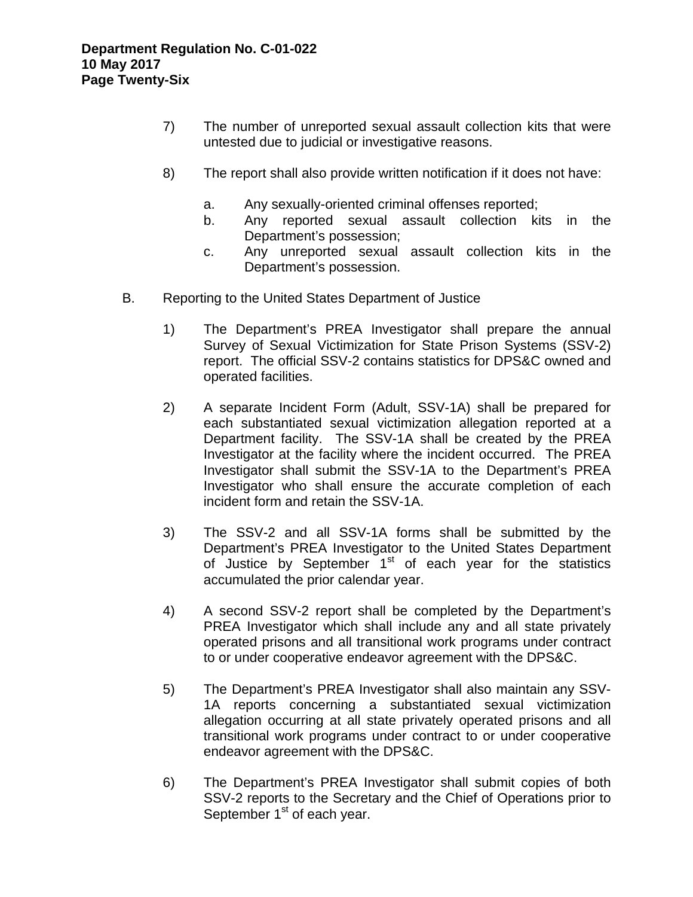7) The number of unreported sexual assault collection kits that were untested due to judicial or investigative reasons.

8) The report shall also provide written notification if it does not have:

   a. Any sexually-oriented criminal offenses reported;
   b. Any reported sexual assault collection kits in the Department's possession;
   c. Any unreported sexual assault collection kits in the Department's possession.

B. Reporting to the United States Department of Justice

1) The Department's PREA Investigator shall prepare the annual Survey of Sexual Victimization for State Prison Systems (SSV-2) report. The official SSV-2 contains statistics for DPS&C owned and operated facilities.

2) A separate Incident Form (Adult, SSV-1A) shall be prepared for each substantiated sexual victimization allegation reported at a Department facility. The SSV-1A shall be created by the PREA Investigator at the facility where the incident occurred. The PREA Investigator shall submit the SSV-1A to the Department's PREA Investigator who shall ensure the accurate completion of each incident form and retain the SSV-1A.

3) The SSV-2 and all SSV-1A forms shall be submitted by the Department's PREA Investigator to the United States Department of Justice by September 1st of each year for the statistics accumulated the prior calendar year.

4) A second SSV-2 report shall be completed by the Department's PREA Investigator which shall include any and all state privately operated prisons and all transitional work programs under contract to or under cooperative endeavor agreement with the DPS&C.

5) The Department's PREA Investigator shall also maintain any SSV-1A reports concerning a substantiated sexual victimization allegation occurring at all state privately operated prisons and all transitional work programs under contract to or under cooperative endeavor agreement with the DPS&C.

6) The Department's PREA Investigator shall submit copies of both SSV-2 reports to the Secretary and the Chief of Operations prior to September 1st of each year.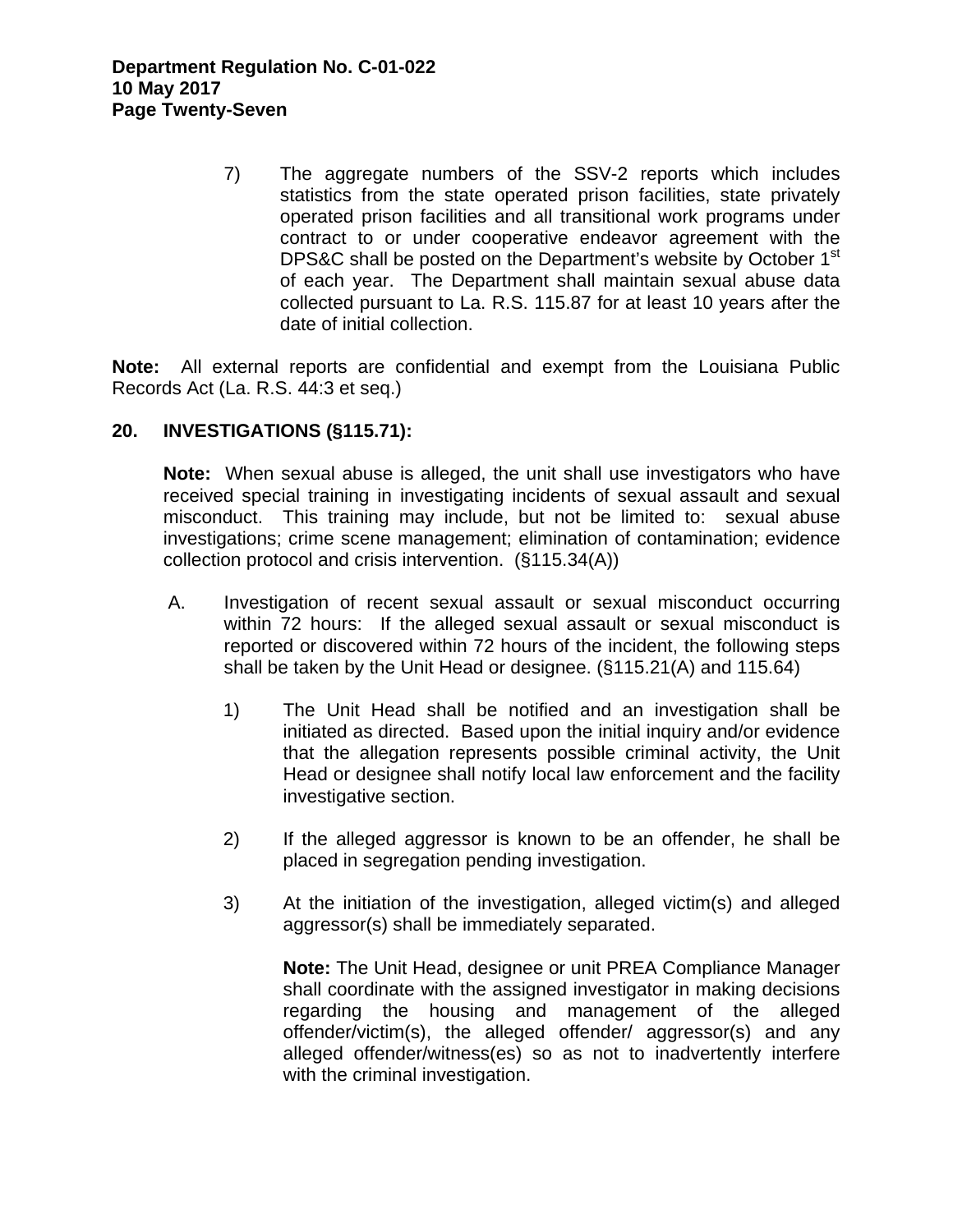7) The aggregate numbers of the SSV-2 reports which includes statistics from the state operated prison facilities, state privately operated prison facilities and all transitional work programs under contract to or under cooperative endeavor agreement with the DPS&C shall be posted on the Department's website by October 1st of each year. The Department shall maintain sexual abuse data collected pursuant to La. R.S. 115.87 for at least 10 years after the date of initial collection.

**Note:** All external reports are confidential and exempt from the Louisiana Public Records Act (La. R.S. 44:3 et seq.)

## 20. INVESTIGATIONS (§115.71):

**Note:** When sexual abuse is alleged, the unit shall use investigators who have received special training in investigating incidents of sexual assault and sexual misconduct. This training may include, but not be limited to: sexual abuse investigations; crime scene management; elimination of contamination; evidence collection protocol and crisis intervention. (§115.34(A))

A. Investigation of recent sexual assault or sexual misconduct occurring within 72 hours: If the alleged sexual assault or sexual misconduct is reported or discovered within 72 hours of the incident, the following steps shall be taken by the Unit Head or designee. (§115.21(A) and 115.64)

1) The Unit Head shall be notified and an investigation shall be initiated as directed. Based upon the initial inquiry and/or evidence that the allegation represents possible criminal activity, the Unit Head or designee shall notify local law enforcement and the facility investigative section.

2) If the alleged aggressor is known to be an offender, he shall be placed in segregation pending investigation.

3) At the initiation of the investigation, alleged victim(s) and alleged aggressor(s) shall be immediately separated.

   **Note:** The Unit Head, designee or unit PREA Compliance Manager shall coordinate with the assigned investigator in making decisions regarding the housing and management of the alleged offender/victim(s), the alleged offender/ aggressor(s) and any alleged offender/witness(es) so as not to inadvertently interfere with the criminal investigation.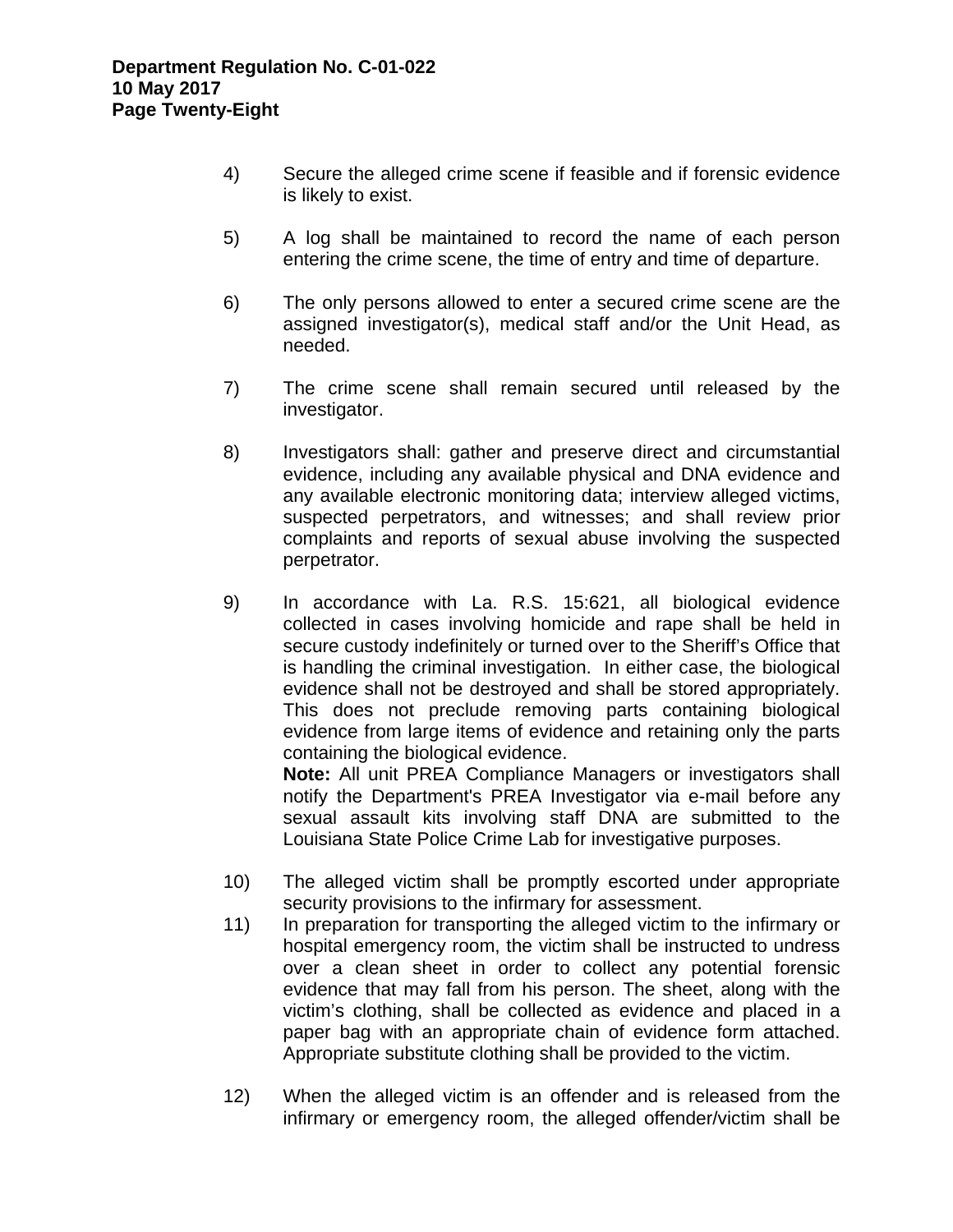4) Secure the alleged crime scene if feasible and if forensic evidence is likely to exist.

5) A log shall be maintained to record the name of each person entering the crime scene, the time of entry and time of departure.

6) The only persons allowed to enter a secured crime scene are the assigned investigator(s), medical staff and/or the Unit Head, as needed.

7) The crime scene shall remain secured until released by the investigator.

8) Investigators shall: gather and preserve direct and circumstantial evidence, including any available physical and DNA evidence and any available electronic monitoring data; interview alleged victims, suspected perpetrators, and witnesses; and shall review prior complaints and reports of sexual abuse involving the suspected perpetrator.

9) In accordance with La. R.S. 15:621, all biological evidence collected in cases involving homicide and rape shall be held in secure custody indefinitely or turned over to the Sheriff's Office that is handling the criminal investigation. In either case, the biological evidence shall not be destroyed and shall be stored appropriately. This does not preclude removing parts containing biological evidence from large items of evidence and retaining only the parts containing the biological evidence.
**Note:** All unit PREA Compliance Managers or investigators shall notify the Department's PREA Investigator via e-mail before any sexual assault kits involving staff DNA are submitted to the Louisiana State Police Crime Lab for investigative purposes.

10) The alleged victim shall be promptly escorted under appropriate security provisions to the infirmary for assessment.

11) In preparation for transporting the alleged victim to the infirmary or hospital emergency room, the victim shall be instructed to undress over a clean sheet in order to collect any potential forensic evidence that may fall from his person. The sheet, along with the victim's clothing, shall be collected as evidence and placed in a paper bag with an appropriate chain of evidence form attached. Appropriate substitute clothing shall be provided to the victim.

12) When the alleged victim is an offender and is released from the infirmary or emergency room, the alleged offender/victim shall be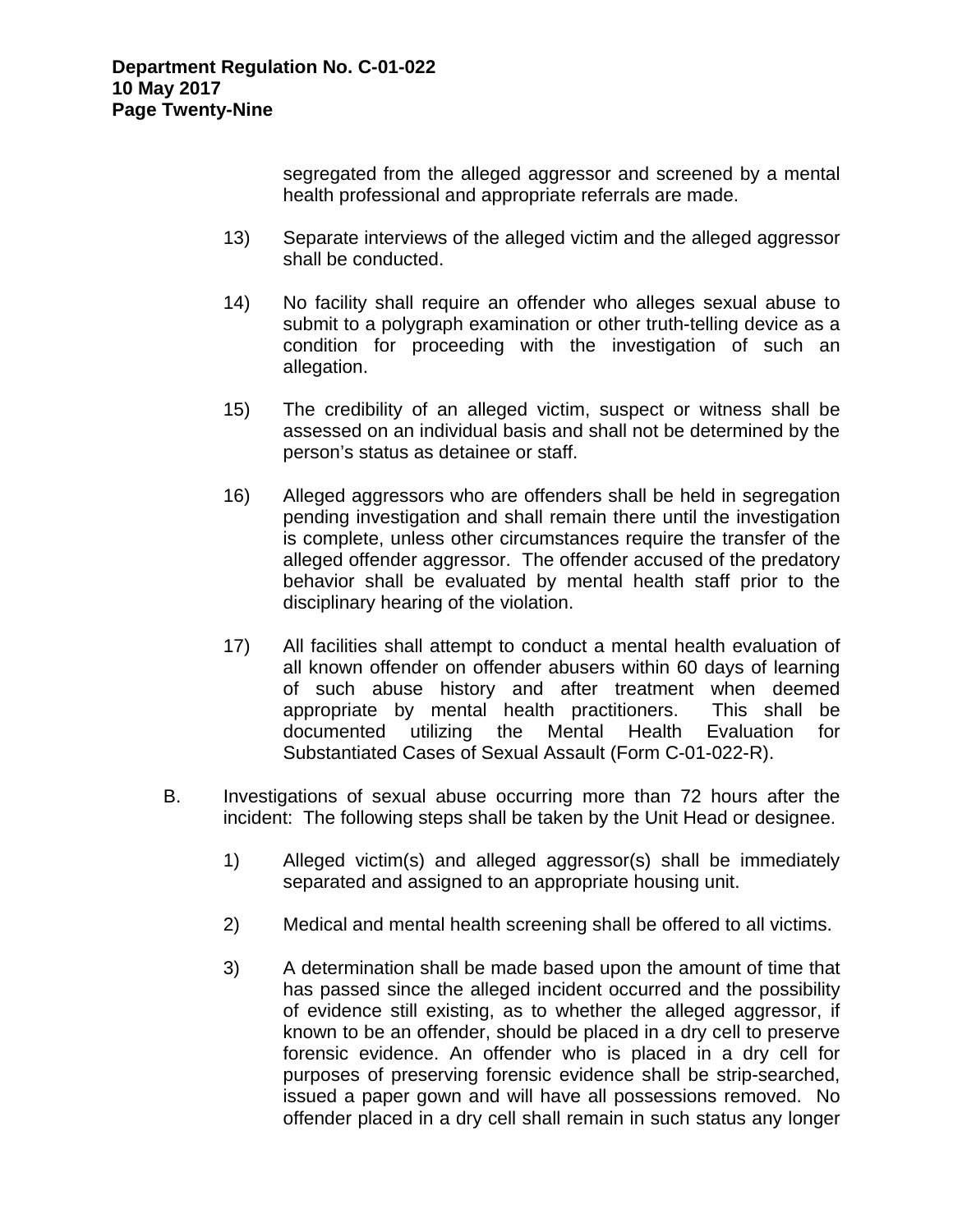segregated from the alleged aggressor and screened by a mental health professional and appropriate referrals are made.

13) Separate interviews of the alleged victim and the alleged aggressor shall be conducted.

14) No facility shall require an offender who alleges sexual abuse to submit to a polygraph examination or other truth-telling device as a condition for proceeding with the investigation of such an allegation.

15) The credibility of an alleged victim, suspect or witness shall be assessed on an individual basis and shall not be determined by the person's status as detainee or staff.

16) Alleged aggressors who are offenders shall be held in segregation pending investigation and shall remain there until the investigation is complete, unless other circumstances require the transfer of the alleged offender aggressor. The offender accused of the predatory behavior shall be evaluated by mental health staff prior to the disciplinary hearing of the violation.

17) All facilities shall attempt to conduct a mental health evaluation of all known offender on offender abusers within 60 days of learning of such abuse history and after treatment when deemed appropriate by mental health practitioners. This shall be documented utilizing the Mental Health Evaluation for Substantiated Cases of Sexual Assault (Form C-01-022-R).

B. Investigations of sexual abuse occurring more than 72 hours after the incident: The following steps shall be taken by the Unit Head or designee.

1) Alleged victim(s) and alleged aggressor(s) shall be immediately separated and assigned to an appropriate housing unit.

2) Medical and mental health screening shall be offered to all victims.

3) A determination shall be made based upon the amount of time that has passed since the alleged incident occurred and the possibility of evidence still existing, as to whether the alleged aggressor, if known to be an offender, should be placed in a dry cell to preserve forensic evidence. An offender who is placed in a dry cell for purposes of preserving forensic evidence shall be strip-searched, issued a paper gown and will have all possessions removed. No offender placed in a dry cell shall remain in such status any longer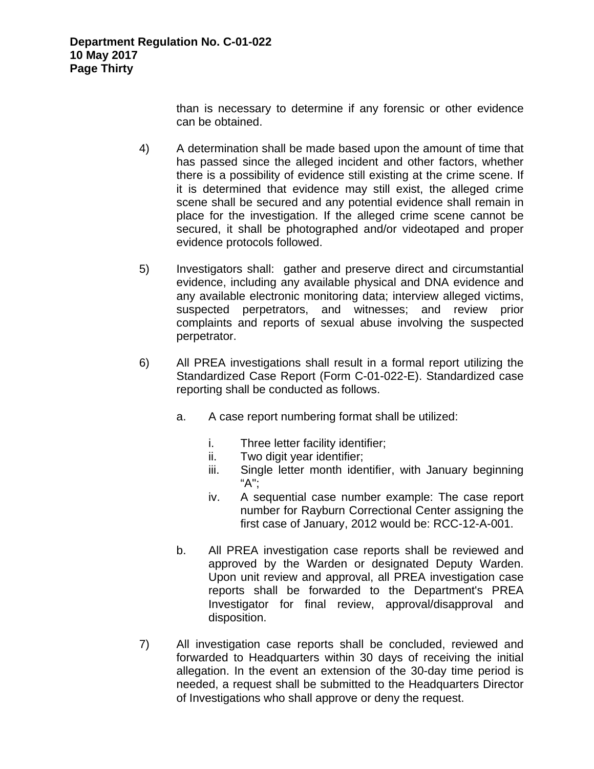than is necessary to determine if any forensic or other evidence can be obtained.

4) A determination shall be made based upon the amount of time that has passed since the alleged incident and other factors, whether there is a possibility of evidence still existing at the crime scene. If it is determined that evidence may still exist, the alleged crime scene shall be secured and any potential evidence shall remain in place for the investigation. If the alleged crime scene cannot be secured, it shall be photographed and/or videotaped and proper evidence protocols followed.

5) Investigators shall: gather and preserve direct and circumstantial evidence, including any available physical and DNA evidence and any available electronic monitoring data; interview alleged victims, suspected perpetrators, and witnesses; and review prior complaints and reports of sexual abuse involving the suspected perpetrator.

6) All PREA investigations shall result in a formal report utilizing the Standardized Case Report (Form C-01-022-E). Standardized case reporting shall be conducted as follows.

   a. A case report numbering format shall be utilized:

      i. Three letter facility identifier;
      ii. Two digit year identifier;
      iii. Single letter month identifier, with January beginning "A";
      iv. A sequential case number example: The case report number for Rayburn Correctional Center assigning the first case of January, 2012 would be: RCC-12-A-001.

   b. All PREA investigation case reports shall be reviewed and approved by the Warden or designated Deputy Warden. Upon unit review and approval, all PREA investigation case reports shall be forwarded to the Department's PREA Investigator for final review, approval/disapproval and disposition.

7) All investigation case reports shall be concluded, reviewed and forwarded to Headquarters within 30 days of receiving the initial allegation. In the event an extension of the 30-day time period is needed, a request shall be submitted to the Headquarters Director of Investigations who shall approve or deny the request.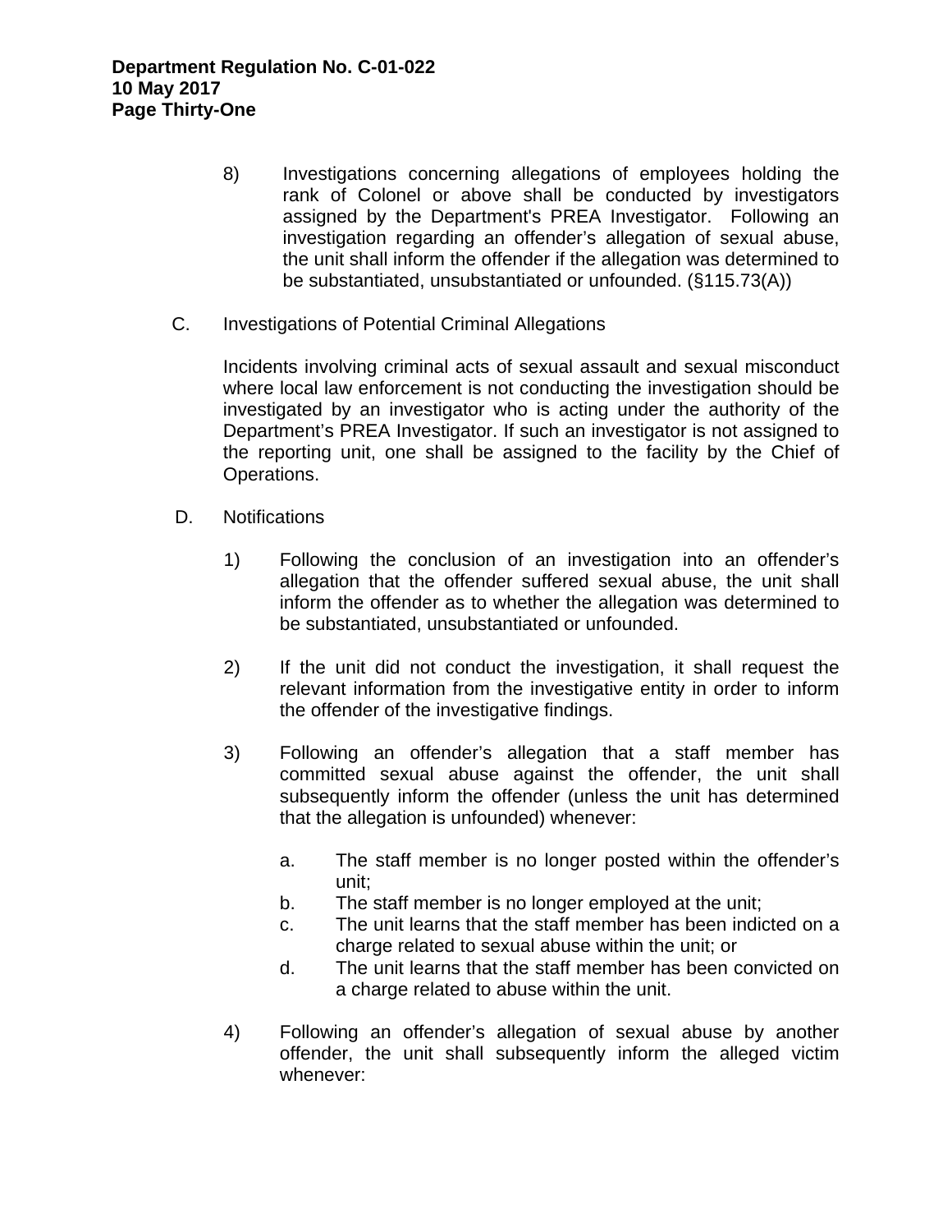8) Investigations concerning allegations of employees holding the rank of Colonel or above shall be conducted by investigators assigned by the Department's PREA Investigator. Following an investigation regarding an offender's allegation of sexual abuse, the unit shall inform the offender if the allegation was determined to be substantiated, unsubstantiated or unfounded. (§115.73(A))

C. Investigations of Potential Criminal Allegations

Incidents involving criminal acts of sexual assault and sexual misconduct where local law enforcement is not conducting the investigation should be investigated by an investigator who is acting under the authority of the Department's PREA Investigator. If such an investigator is not assigned to the reporting unit, one shall be assigned to the facility by the Chief of Operations.

D. Notifications

1) Following the conclusion of an investigation into an offender's allegation that the offender suffered sexual abuse, the unit shall inform the offender as to whether the allegation was determined to be substantiated, unsubstantiated or unfounded.

2) If the unit did not conduct the investigation, it shall request the relevant information from the investigative entity in order to inform the offender of the investigative findings.

3) Following an offender's allegation that a staff member has committed sexual abuse against the offender, the unit shall subsequently inform the offender (unless the unit has determined that the allegation is unfounded) whenever:

   a. The staff member is no longer posted within the offender's unit;
   b. The staff member is no longer employed at the unit;
   c. The unit learns that the staff member has been indicted on a charge related to sexual abuse within the unit; or
   d. The unit learns that the staff member has been convicted on a charge related to abuse within the unit.

4) Following an offender's allegation of sexual abuse by another offender, the unit shall subsequently inform the alleged victim whenever: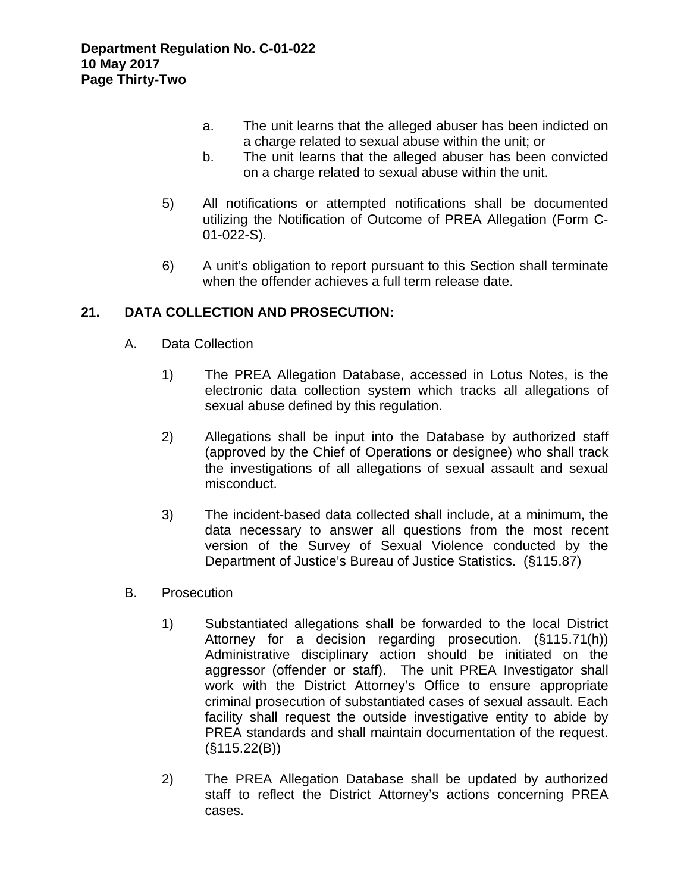a. The unit learns that the alleged abuser has been indicted on a charge related to sexual abuse within the unit; or

b. The unit learns that the alleged abuser has been convicted on a charge related to sexual abuse within the unit.

5) All notifications or attempted notifications shall be documented utilizing the Notification of Outcome of PREA Allegation (Form C-01-022-S).

6) A unit's obligation to report pursuant to this Section shall terminate when the offender achieves a full term release date.

## 21. DATA COLLECTION AND PROSECUTION:

A. Data Collection

1) The PREA Allegation Database, accessed in Lotus Notes, is the electronic data collection system which tracks all allegations of sexual abuse defined by this regulation.

2) Allegations shall be input into the Database by authorized staff (approved by the Chief of Operations or designee) who shall track the investigations of all allegations of sexual assault and sexual misconduct.

3) The incident-based data collected shall include, at a minimum, the data necessary to answer all questions from the most recent version of the Survey of Sexual Violence conducted by the Department of Justice's Bureau of Justice Statistics. (§115.87)

B. Prosecution

1) Substantiated allegations shall be forwarded to the local District Attorney for a decision regarding prosecution. (§115.71(h)) Administrative disciplinary action should be initiated on the aggressor (offender or staff). The unit PREA Investigator shall work with the District Attorney's Office to ensure appropriate criminal prosecution of substantiated cases of sexual assault. Each facility shall request the outside investigative entity to abide by PREA standards and shall maintain documentation of the request. (§115.22(B))

2) The PREA Allegation Database shall be updated by authorized staff to reflect the District Attorney's actions concerning PREA cases.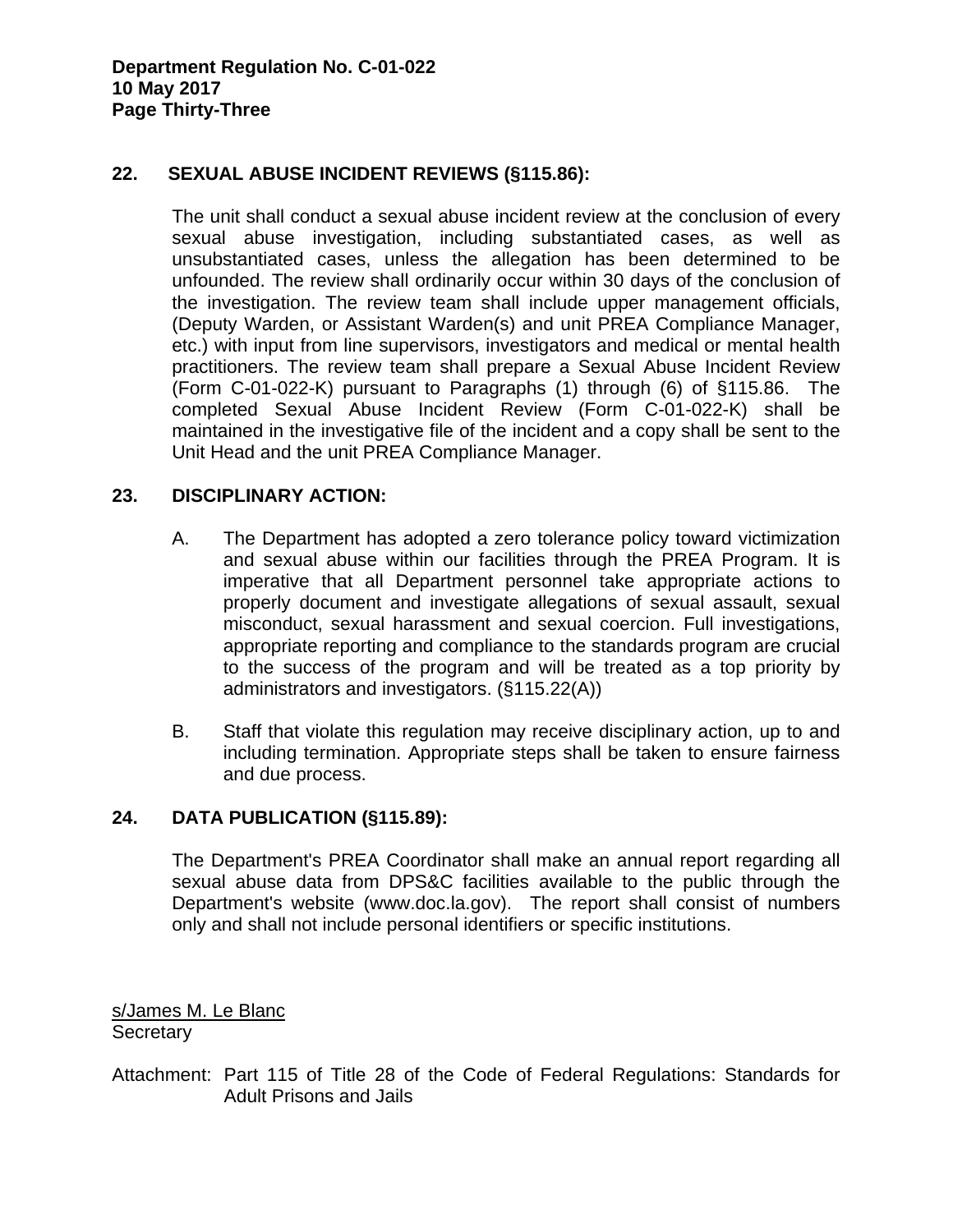## 22. SEXUAL ABUSE INCIDENT REVIEWS (§115.86):

The unit shall conduct a sexual abuse incident review at the conclusion of every sexual abuse investigation, including substantiated cases, as well as unsubstantiated cases, unless the allegation has been determined to be unfounded. The review shall ordinarily occur within 30 days of the conclusion of the investigation. The review team shall include upper management officials, (Deputy Warden, or Assistant Warden(s) and unit PREA Compliance Manager, etc.) with input from line supervisors, investigators and medical or mental health practitioners. The review team shall prepare a Sexual Abuse Incident Review (Form C-01-022-K) pursuant to Paragraphs (1) through (6) of §115.86. The completed Sexual Abuse Incident Review (Form C-01-022-K) shall be maintained in the investigative file of the incident and a copy shall be sent to the Unit Head and the unit PREA Compliance Manager.

## 23. DISCIPLINARY ACTION:

A. The Department has adopted a zero tolerance policy toward victimization and sexual abuse within our facilities through the PREA Program. It is imperative that all Department personnel take appropriate actions to properly document and investigate allegations of sexual assault, sexual misconduct, sexual harassment and sexual coercion. Full investigations, appropriate reporting and compliance to the standards program are crucial to the success of the program and will be treated as a top priority by administrators and investigators. (§115.22(A))

B. Staff that violate this regulation may receive disciplinary action, up to and including termination. Appropriate steps shall be taken to ensure fairness and due process.

## 24. DATA PUBLICATION (§115.89):

The Department's PREA Coordinator shall make an annual report regarding all sexual abuse data from DPS&C facilities available to the public through the Department's website (www.doc.la.gov). The report shall consist of numbers only and shall not include personal identifiers or specific institutions.

s/James M. Le Blanc
Secretary

Attachment: Part 115 of Title 28 of the Code of Federal Regulations: Standards for Adult Prisons and Jails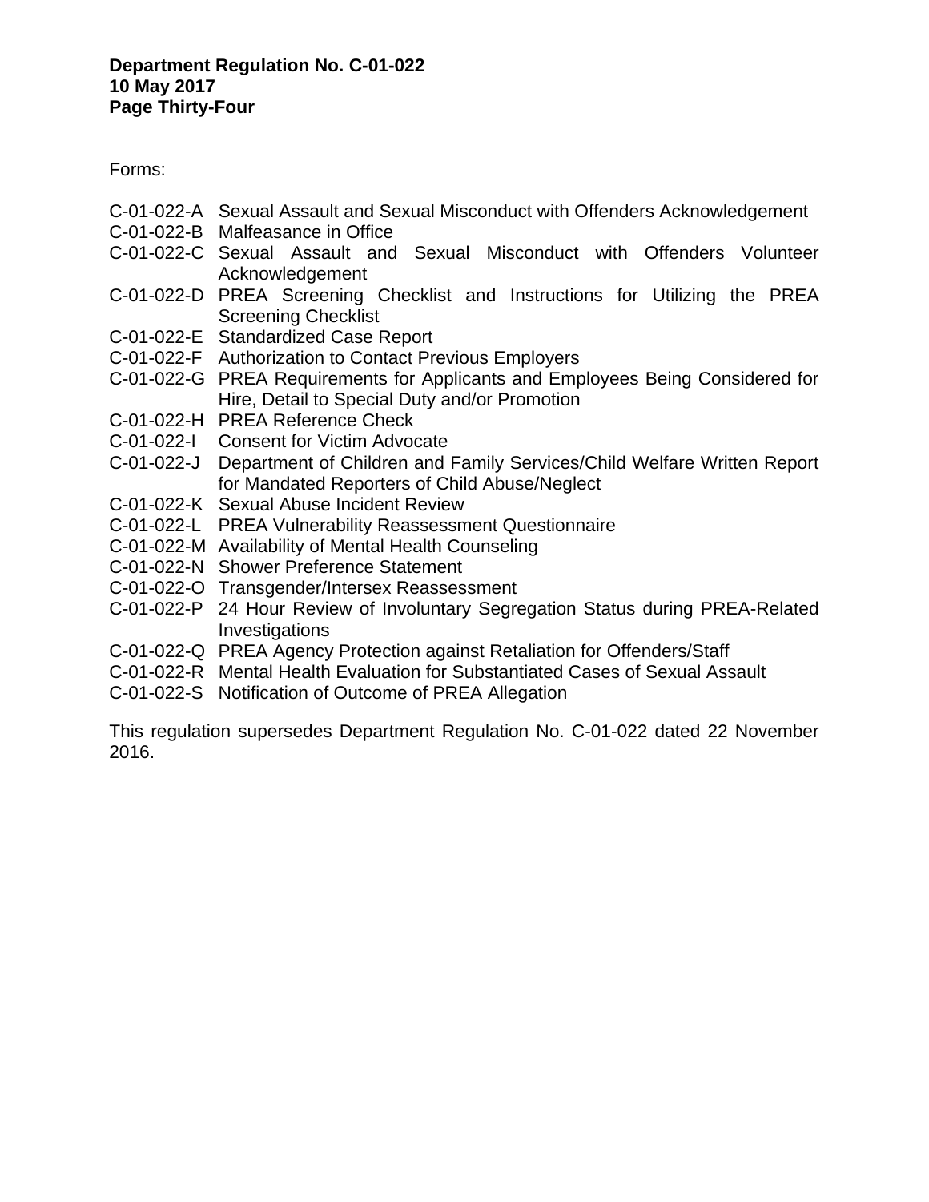Forms:

C-01-022-A Sexual Assault and Sexual Misconduct with Offenders Acknowledgement
C-01-022-B Malfeasance in Office
C-01-022-C Sexual Assault and Sexual Misconduct with Offenders Volunteer Acknowledgement
C-01-022-D PREA Screening Checklist and Instructions for Utilizing the PREA Screening Checklist
C-01-022-E Standardized Case Report
C-01-022-F Authorization to Contact Previous Employers
C-01-022-G PREA Requirements for Applicants and Employees Being Considered for Hire, Detail to Special Duty and/or Promotion
C-01-022-H PREA Reference Check
C-01-022-I Consent for Victim Advocate
C-01-022-J Department of Children and Family Services/Child Welfare Written Report for Mandated Reporters of Child Abuse/Neglect
C-01-022-K Sexual Abuse Incident Review
C-01-022-L PREA Vulnerability Reassessment Questionnaire
C-01-022-M Availability of Mental Health Counseling
C-01-022-N Shower Preference Statement
C-01-022-O Transgender/Intersex Reassessment
C-01-022-P 24 Hour Review of Involuntary Segregation Status during PREA-Related Investigations
C-01-022-Q PREA Agency Protection against Retaliation for Offenders/Staff
C-01-022-R Mental Health Evaluation for Substantiated Cases of Sexual Assault
C-01-022-S Notification of Outcome of PREA Allegation

This regulation supersedes Department Regulation No. C-01-022 dated 22 November 2016.